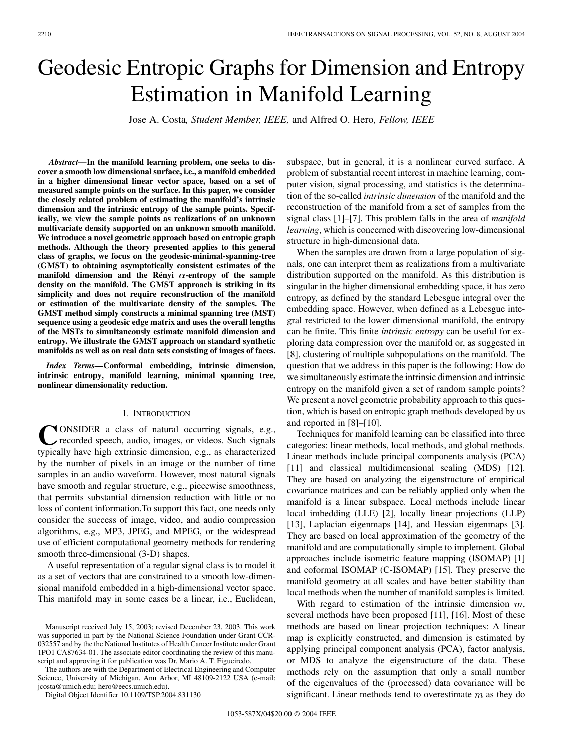# Geodesic Entropic Graphs for Dimension and Entropy Estimation in Manifold Learning

Jose A. Costa, *Student Member, IEEE,* and Alfred O. Hero, *Fellow, IEEE*

***Abstract*—In the manifold learning problem, one seeks to discover a smooth low dimensional surface, i.e., a manifold embedded in a higher dimensional linear vector space, based on a set of measured sample points on the surface. In this paper, we consider the closely related problem of estimating the manifold's intrinsic dimension and the intrinsic entropy of the sample points. Specifically, we view the sample points as realizations of an unknown multivariate density supported on an unknown smooth manifold. We introduce a novel geometric approach based on entropic graph methods. Although the theory presented applies to this general class of graphs, we focus on the geodesic-minimal-spanning-tree (GMST) to obtaining asymptotically consistent estimates of the manifold dimension and the Rényi $\alpha$-entropy of the sample density on the manifold. The GMST approach is striking in its simplicity and does not require reconstruction of the manifold or estimation of the multivariate density of the samples. The GMST method simply constructs a minimal spanning tree (MST) sequence using a geodesic edge matrix and uses the overall lengths of the MSTs to simultaneously estimate manifold dimension and entropy. We illustrate the GMST approach on standard synthetic manifolds as well as on real data sets consisting of images of faces.**

***Index Terms*—Conformal embedding, intrinsic dimension, intrinsic entropy, manifold learning, minimal spanning tree, nonlinear dimensionality reduction.**

## I. Introduction

Consider a class of natural occurring signals, e.g., recorded speech, audio, images, or videos. Such signals typically have high extrinsic dimension, e.g., as characterized by the number of pixels in an image or the number of time samples in an audio waveform. However, most natural signals have smooth and regular structure, e.g., piecewise smoothness, that permits substantial dimension reduction with little or no loss of content information.To support this fact, one needs only consider the success of image, video, and audio compression algorithms, e.g., MP3, JPEG, and MPEG, or the widespread use of efficient computational geometry methods for rendering smooth three-dimensional (3-D) shapes.

A useful representation of a regular signal class is to model it as a set of vectors that are constrained to a smooth low-dimensional manifold embedded in a high-dimensional vector space. This manifold may in some cases be a linear, i.e., Euclidean, subspace, but in general, it is a nonlinear curved surface. A problem of substantial recent interest in machine learning, computer vision, signal processing, and statistics is the determination of the so-called *intrinsic dimension* of the manifold and the reconstruction of the manifold from a set of samples from the signal class [1]–[7]. This problem falls in the area of *manifold learning*, which is concerned with discovering low-dimensional structure in high-dimensional data.

When the samples are drawn from a large population of signals, one can interpret them as realizations from a multivariate distribution supported on the manifold. As this distribution is singular in the higher dimensional embedding space, it has zero entropy, as defined by the standard Lebesgue integral over the embedding space. However, when defined as a Lebesgue integral restricted to the lower dimensional manifold, the entropy can be finite. This finite *intrinsic entropy* can be useful for exploring data compression over the manifold or, as suggested in [8], clustering of multiple subpopulations on the manifold. The question that we address in this paper is the following: How do we simultaneously estimate the intrinsic dimension and intrinsic entropy on the manifold given a set of random sample points? We present a novel geometric probability approach to this question, which is based on entropic graph methods developed by us and reported in [8]–[10].

Techniques for manifold learning can be classified into three categories: linear methods, local methods, and global methods. Linear methods include principal components analysis (PCA) [11] and classical multidimensional scaling (MDS) [12]. They are based on analyzing the eigenstructure of empirical covariance matrices and can be reliably applied only when the manifold is a linear subspace. Local methods include linear local imbedding (LLE) [2], locally linear projections (LLP) [13], Laplacian eigenmaps [14], and Hessian eigenmaps [3]. They are based on local approximation of the geometry of the manifold and are computationally simple to implement. Global approaches include isometric feature mapping (ISOMAP) [1] and coformal ISOMAP (C-ISOMAP) [15]. They preserve the manifold geometry at all scales and have better stability than local methods when the number of manifold samples is limited.

With regard to estimation of the intrinsic dimension $m$, several methods have been proposed [11], [16]. Most of these methods are based on linear projection techniques: A linear map is explicitly constructed, and dimension is estimated by applying principal component analysis (PCA), factor analysis, or MDS to analyze the eigenstructure of the data. These methods rely on the assumption that only a small number of the eigenvalues of the (processed) data covariance will be significant. Linear methods tend to overestimate $m$ as they do

Manuscript received July 15, 2003; revised December 23, 2003. This work was supported in part by the National Science Foundation under Grant CCR-032557 and by the the National Institutes of Health Cancer Institute under Grant 1PO1 CA87634-01. The associate editor coordinating the review of this manuscript and approving it for publication was Dr. Mario A. T. Figueiredo.

The authors are with the Department of Electrical Engineering and Computer Science, University of Michigan, Ann Arbor, MI 48109-2122 USA (e-mail: jcosta@umich.edu; hero@eecs.umich.edu).

Digital Object Identifier 10.1109/TSP.2004.831130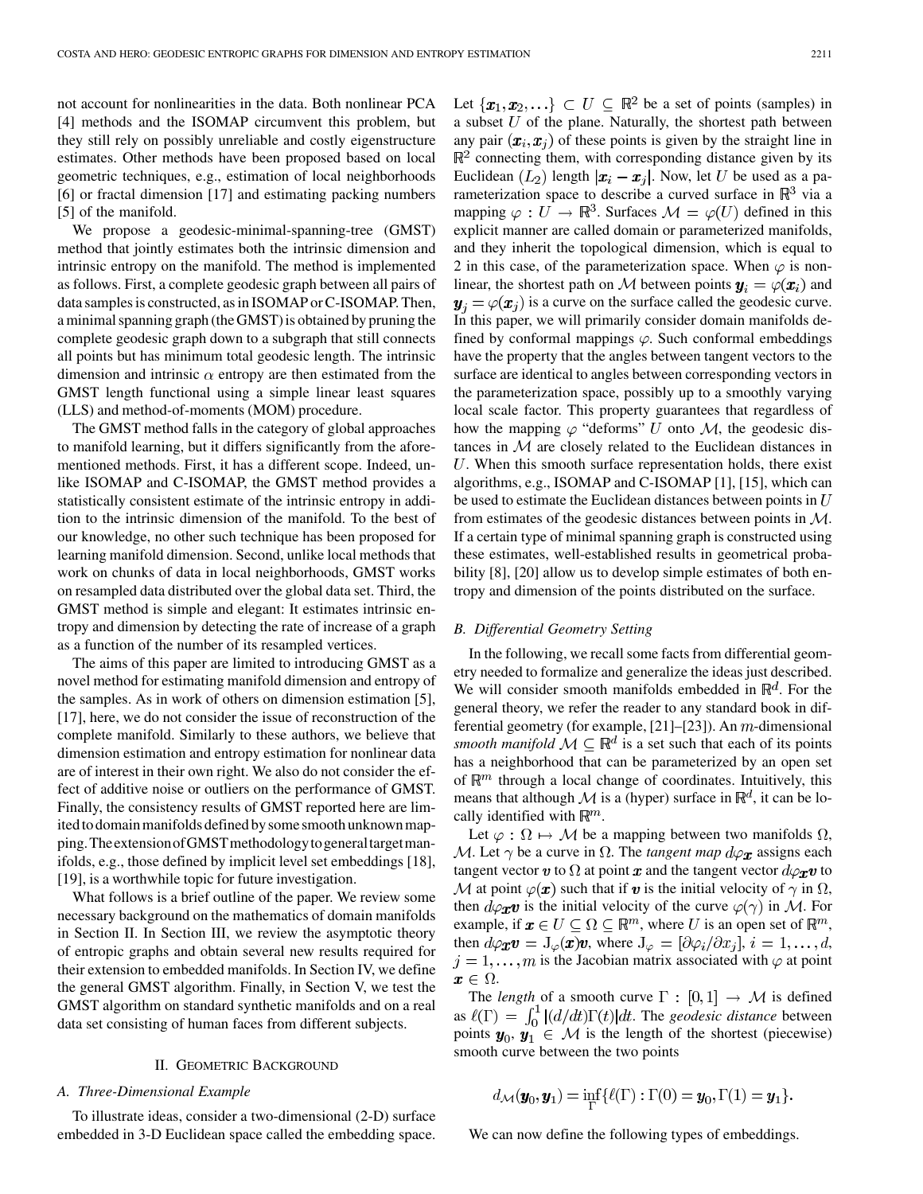not account for nonlinearities in the data. Both nonlinear PCA [4] methods and the ISOMAP circumvent this problem, but they still rely on possibly unreliable and costly eigenstructure estimates. Other methods have been proposed based on local geometric techniques, e.g., estimation of local neighborhoods [6] or fractal dimension [17] and estimating packing numbers [5] of the manifold.

We propose a geodesic-minimal-spanning-tree (GMST) method that jointly estimates both the intrinsic dimension and intrinsic entropy on the manifold. The method is implemented as follows. First, a complete geodesic graph between all pairs of data samples is constructed, as in ISOMAP or C-ISOMAP. Then, a minimal spanning graph (the GMST) is obtained by pruning the complete geodesic graph down to a subgraph that still connects all points but has minimum total geodesic length. The intrinsic dimension and intrinsic $\alpha$ entropy are then estimated from the GMST length functional using a simple linear least squares (LLS) and method-of-moments (MOM) procedure.

The GMST method falls in the category of global approaches to manifold learning, but it differs significantly from the aforementioned methods. First, it has a different scope. Indeed, unlike ISOMAP and C-ISOMAP, the GMST method provides a statistically consistent estimate of the intrinsic entropy in addition to the intrinsic dimension of the manifold. To the best of our knowledge, no other such technique has been proposed for learning manifold dimension. Second, unlike local methods that work on chunks of data in local neighborhoods, GMST works on resampled data distributed over the global data set. Third, the GMST method is simple and elegant: It estimates intrinsic entropy and dimension by detecting the rate of increase of a graph as a function of the number of its resampled vertices.

The aims of this paper are limited to introducing GMST as a novel method for estimating manifold dimension and entropy of the samples. As in work of others on dimension estimation [5], [17], here, we do not consider the issue of reconstruction of the complete manifold. Similarly to these authors, we believe that dimension estimation and entropy estimation for nonlinear data are of interest in their own right. We also do not consider the effect of additive noise or outliers on the performance of GMST. Finally, the consistency results of GMST reported here are limited to domain manifolds defined by some smooth unknown mapping. The extension of GMST methodology to general target manifolds, e.g., those defined by implicit level set embeddings [18], [19], is a worthwhile topic for future investigation.

What follows is a brief outline of the paper. We review some necessary background on the mathematics of domain manifolds in Section II. In Section III, we review the asymptotic theory of entropic graphs and obtain several new results required for their extension to embedded manifolds. In Section IV, we define the general GMST algorithm. Finally, in Section V, we test the GMST algorithm on standard synthetic manifolds and on a real data set consisting of human faces from different subjects.

## II. Geometric Background

### A. Three-Dimensional Example

To illustrate ideas, consider a two-dimensional (2-D) surface embedded in 3-D Euclidean space called the embedding space. Let $\{\boldsymbol{x}_1, \boldsymbol{x}_2, \ldots\} \subset U \subseteq \mathbb{R}^2$ be a set of points (samples) in a subset $U$ of the plane. Naturally, the shortest path between any pair $(\boldsymbol{x}_i, \boldsymbol{x}_j)$ of these points is given by the straight line in $\mathbb{R}^2$ connecting them, with corresponding distance given by its Euclidean ($L_2$) length $|\boldsymbol{x}_i - \boldsymbol{x}_j|$. Now, let $U$ be used as a parameterization space to describe a curved surface in $\mathbb{R}^3$ via a mapping $\varphi : U \to \mathbb{R}^3$. Surfaces $\mathcal{M} = \varphi(U)$ defined in this explicit manner are called domain or parameterized manifolds, and they inherit the topological dimension, which is equal to 2 in this case, of the parameterization space. When $\varphi$ is nonlinear, the shortest path on $\mathcal{M}$ between points $\boldsymbol{y}_i = \varphi(\boldsymbol{x}_i)$ and $\boldsymbol{y}_j = \varphi(\boldsymbol{x}_j)$ is a curve on the surface called the geodesic curve. In this paper, we will primarily consider domain manifolds defined by conformal mappings $\varphi$. Such conformal embeddings have the property that the angles between tangent vectors to the surface are identical to angles between corresponding vectors in the parameterization space, possibly up to a smoothly varying local scale factor. This property guarantees that regardless of how the mapping $\varphi$ "deforms" $U$ onto $\mathcal{M}$, the geodesic distances in $\mathcal{M}$ are closely related to the Euclidean distances in $U$. When this smooth surface representation holds, there exist algorithms, e.g., ISOMAP and C-ISOMAP [1], [15], which can be used to estimate the Euclidean distances between points in $U$ from estimates of the geodesic distances between points in $\mathcal{M}$. If a certain type of minimal spanning graph is constructed using these estimates, well-established results in geometrical probability [8], [20] allow us to develop simple estimates of both entropy and dimension of the points distributed on the surface.

### B. Differential Geometry Setting

In the following, we recall some facts from differential geometry needed to formalize and generalize the ideas just described. We will consider smooth manifolds embedded in $\mathbb{R}^d$. For the general theory, we refer the reader to any standard book in differential geometry (for example, [21]–[23]). An $m$-dimensional *smooth manifold* $\mathcal{M} \subseteq \mathbb{R}^d$ is a set such that each of its points has a neighborhood that can be parameterized by an open set of $\mathbb{R}^m$ through a local change of coordinates. Intuitively, this means that although $\mathcal{M}$ is a (hyper) surface in $\mathbb{R}^d$, it can be locally identified with $\mathbb{R}^m$.

Let $\varphi : \Omega \mapsto \mathcal{M}$ be a mapping between two manifolds $\Omega$, $\mathcal{M}$. Let $\gamma$ be a curve in $\Omega$. The *tangent map* $d\varphi_{\boldsymbol{x}}$ assigns each tangent vector $\boldsymbol{v}$ to $\Omega$ at point $\boldsymbol{x}$ and the tangent vector $d\varphi_{\boldsymbol{x}}\boldsymbol{v}$ to $\mathcal{M}$ at point $\varphi(\boldsymbol{x})$ such that if $\boldsymbol{v}$ is the initial velocity of $\gamma$ in $\Omega$, then $d\varphi_{\boldsymbol{x}}\boldsymbol{v}$ is the initial velocity of the curve $\varphi(\gamma)$ in $\mathcal{M}$. For example, if $\boldsymbol{x} \in U \subseteq \Omega \subseteq \mathbb{R}^m$, where $U$ is an open set of $\mathbb{R}^m$, then $d\varphi_{\boldsymbol{x}}\boldsymbol{v} = \mathrm{J}_\varphi(\boldsymbol{x})\boldsymbol{v}$, where $\mathrm{J}_\varphi = [\partial\varphi_i/\partial x_j]$, $i = 1, \ldots, d$, $j = 1, \ldots, m$ is the Jacobian matrix associated with $\varphi$ at point $\boldsymbol{x} \in \Omega$.

The *length* of a smooth curve $\Gamma : [0, 1] \to \mathcal{M}$ is defined as $\ell(\Gamma) = \int_0^1 |(d/dt)\Gamma(t)| dt$. The *geodesic distance* between points $\boldsymbol{y}_0, \boldsymbol{y}_1 \in \mathcal{M}$ is the length of the shortest (piecewise) smooth curve between the two points

$$d_{\mathcal{M}}(\boldsymbol{y}_0, \boldsymbol{y}_1) = \inf_{\Gamma}\{\ell(\Gamma) : \Gamma(0) = \boldsymbol{y}_0, \Gamma(1) = \boldsymbol{y}_1\}.$$

We can now define the following types of embeddings.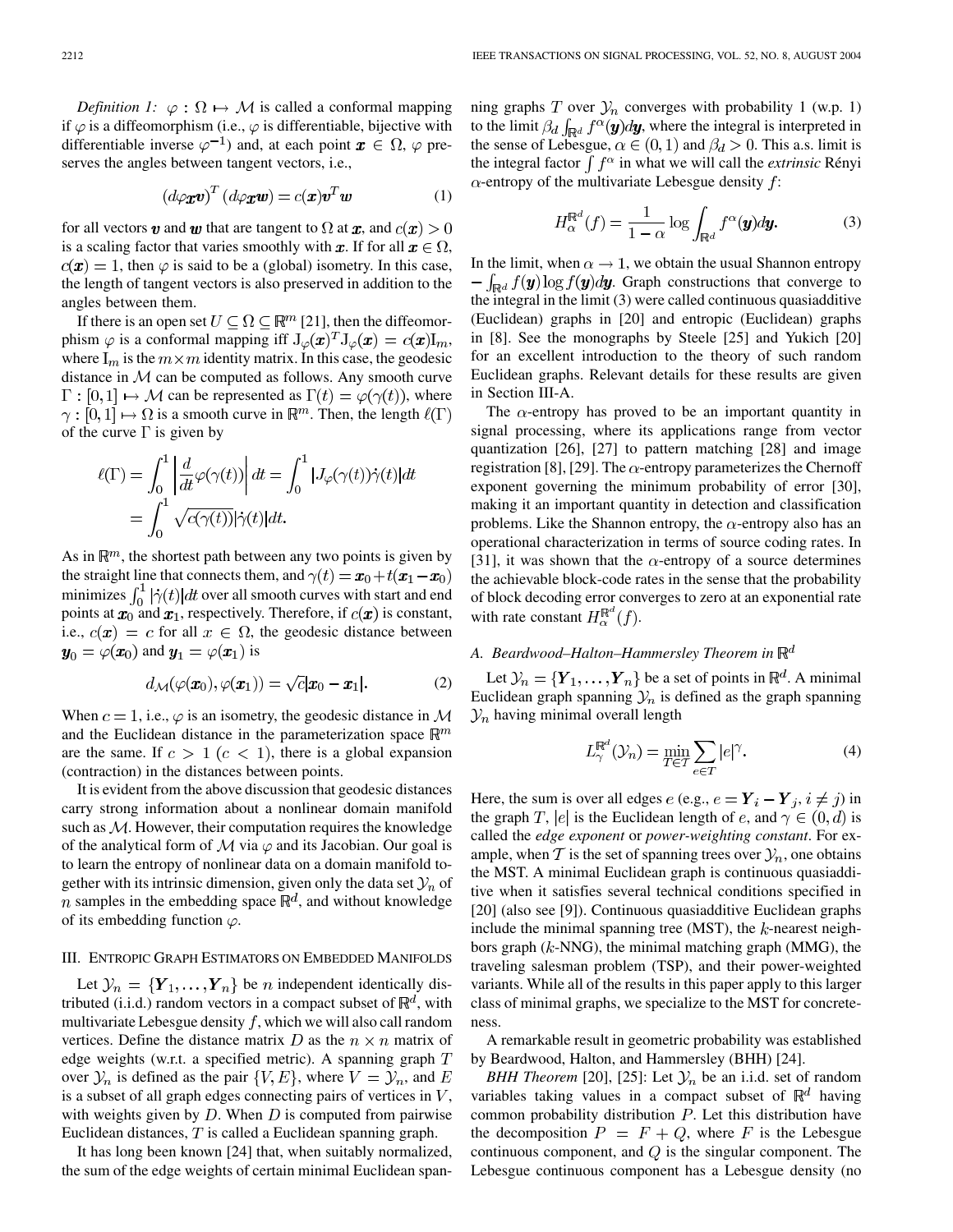*Definition 1:* $\varphi : \Omega \mapsto \mathcal{M}$ is called a conformal mapping if $\varphi$ is a diffeomorphism (i.e., $\varphi$ is differentiable, bijective with differentiable inverse $\varphi^{-1}$) and, at each point $\boldsymbol{x} \in \Omega$, $\varphi$ preserves the angles between tangent vectors, i.e.,

$$(d\varphi_{\boldsymbol{x}}\boldsymbol{v})^T (d\varphi_{\boldsymbol{x}}\boldsymbol{w}) = c(\boldsymbol{x})\boldsymbol{v}^T\boldsymbol{w} \tag{1}$$

for all vectors $\boldsymbol{v}$ and $\boldsymbol{w}$ that are tangent to $\Omega$ at $\boldsymbol{x}$, and $c(\boldsymbol{x}) > 0$ is a scaling factor that varies smoothly with $\boldsymbol{x}$. If for all $\boldsymbol{x} \in \Omega$, $c(\boldsymbol{x}) = 1$, then $\varphi$ is said to be a (global) isometry. In this case, the length of tangent vectors is also preserved in addition to the angles between them.

If there is an open set $U \subseteq \Omega \subseteq \mathbb{R}^m$ [21], then the diffeomorphism $\varphi$ is a conformal mapping iff $\mathrm{J}_\varphi(\boldsymbol{x})^T\mathrm{J}_\varphi(\boldsymbol{x}) = c(\boldsymbol{x})\mathrm{I}_m$, where $\mathrm{I}_m$ is the $m \times m$ identity matrix. In this case, the geodesic distance in $\mathcal{M}$ can be computed as follows. Any smooth curve $\Gamma : [0,1] \mapsto \mathcal{M}$ can be represented as $\Gamma(t) = \varphi(\gamma(t))$, where $\gamma : [0,1] \mapsto \Omega$ is a smooth curve in $\mathbb{R}^m$. Then, the length $\ell(\Gamma)$ of the curve $\Gamma$ is given by

$$\begin{aligned}\ell(\Gamma) &= \int_0^1 \left|\frac{d}{dt}\varphi(\gamma(t))\right| dt = \int_0^1 |J_\varphi(\gamma(t))\dot{\gamma}(t)| dt \\ &= \int_0^1 \sqrt{c(\gamma(t))}|\dot{\gamma}(t)| dt.\end{aligned}$$

As in $\mathbb{R}^m$, the shortest path between any two points is given by the straight line that connects them, and $\gamma(t) = \boldsymbol{x}_0 + t(\boldsymbol{x}_1 - \boldsymbol{x}_0)$ minimizes $\int_0^1 |\dot{\gamma}(t)| dt$ over all smooth curves with start and end points at $\boldsymbol{x}_0$ and $\boldsymbol{x}_1$, respectively. Therefore, if $c(\boldsymbol{x})$ is constant, i.e., $c(\boldsymbol{x}) = c$ for all $x \in \Omega$, the geodesic distance between $\boldsymbol{y}_0 = \varphi(\boldsymbol{x}_0)$ and $\boldsymbol{y}_1 = \varphi(\boldsymbol{x}_1)$ is

$$d_{\mathcal{M}}(\varphi(\boldsymbol{x}_0), \varphi(\boldsymbol{x}_1)) = \sqrt{c}|\boldsymbol{x}_0 - \boldsymbol{x}_1|. \tag{2}$$

When $c = 1$, i.e., $\varphi$ is an isometry, the geodesic distance in $\mathcal{M}$ and the Euclidean distance in the parameterization space $\mathbb{R}^m$ are the same. If $c > 1$ ($c < 1$), there is a global expansion (contraction) in the distances between points.

It is evident from the above discussion that geodesic distances carry strong information about a nonlinear domain manifold such as $\mathcal{M}$. However, their computation requires the knowledge of the analytical form of $\mathcal{M}$ via $\varphi$ and its Jacobian. Our goal is to learn the entropy of nonlinear data on a domain manifold together with its intrinsic dimension, given only the data set $\mathcal{Y}_n$ of $n$ samples in the embedding space $\mathbb{R}^d$, and without knowledge of its embedding function $\varphi$.

## III. Entropic Graph Estimators on Embedded Manifolds

Let $\mathcal{Y}_n = \{\boldsymbol{Y}_1, \ldots, \boldsymbol{Y}_n\}$ be $n$ independent identically distributed (i.i.d.) random vectors in a compact subset of $\mathbb{R}^d$, with multivariate Lebesgue density $f$, which we will also call random vertices. Define the distance matrix $D$ as the $n \times n$ matrix of edge weights (w.r.t. a specified metric). A spanning graph $T$ over $\mathcal{Y}_n$ is defined as the pair $\{V, E\}$, where $V = \mathcal{Y}_n$, and $E$ is a subset of all graph edges connecting pairs of vertices in $V$, with weights given by $D$. When $D$ is computed from pairwise Euclidean distances, $T$ is called a Euclidean spanning graph.

It has long been known [24] that, when suitably normalized, the sum of the edge weights of certain minimal Euclidean spanning graphs $T$ over $\mathcal{Y}_n$ converges with probability 1 (w.p. 1) to the limit $\beta_d \int_{\mathbb{R}^d} f^\alpha(\boldsymbol{y})d\boldsymbol{y}$, where the integral is interpreted in the sense of Lebesgue, $\alpha \in (0,1)$ and $\beta_d > 0$. This a.s. limit is the integral factor $\int f^\alpha$ in what we will call the *extrinsic* Rényi $\alpha$-entropy of the multivariate Lebesgue density $f$:

$$H_\alpha^{\mathbb{R}^d}(f) = \frac{1}{1-\alpha} \log \int_{\mathbb{R}^d} f^\alpha(\boldsymbol{y})d\boldsymbol{y}. \tag{3}$$

In the limit, when $\alpha \to 1$, we obtain the usual Shannon entropy $-\int_{\mathbb{R}^d} f(\boldsymbol{y}) \log f(\boldsymbol{y})d\boldsymbol{y}$. Graph constructions that converge to the integral in the limit (3) were called continuous quasiadditive (Euclidean) graphs in [20] and entropic (Euclidean) graphs in [8]. See the monographs by Steele [25] and Yukich [20] for an excellent introduction to the theory of such random Euclidean graphs. Relevant details for these results are given in Section III-A.

The $\alpha$-entropy has proved to be an important quantity in signal processing, where its applications range from vector quantization [26], [27] to pattern matching [28] and image registration [8], [29]. The $\alpha$-entropy parameterizes the Chernoff exponent governing the minimum probability of error [30], making it an important quantity in detection and classification problems. Like the Shannon entropy, the $\alpha$-entropy also has an operational characterization in terms of source coding rates. In [31], it was shown that the $\alpha$-entropy of a source determines the achievable block-code rates in the sense that the probability of block decoding error converges to zero at an exponential rate with rate constant $H_\alpha^{\mathbb{R}^d}(f)$.

### A. Beardwood–Halton–Hammersley Theorem in $\mathbb{R}^d$

Let $\mathcal{Y}_n = \{\boldsymbol{Y}_1, \ldots, \boldsymbol{Y}_n\}$ be a set of points in $\mathbb{R}^d$. A minimal Euclidean graph spanning $\mathcal{Y}_n$ is defined as the graph spanning $\mathcal{Y}_n$ having minimal overall length

$$L_\gamma^{\mathbb{R}^d}(\mathcal{Y}_n) = \min_{T \in \mathcal{T}} \sum_{e \in T} |e|^\gamma. \tag{4}$$

Here, the sum is over all edges $e$ (e.g., $e = \boldsymbol{Y}_i - \boldsymbol{Y}_j, i \neq j$) in the graph $T$, $|e|$ is the Euclidean length of $e$, and $\gamma \in (0, d)$ is called the *edge exponent* or *power-weighting constant*. For example, when $\mathcal{T}$ is the set of spanning trees over $\mathcal{Y}_n$, one obtains the MST. A minimal Euclidean graph is continuous quasiadditive when it satisfies several technical conditions specified in [20] (also see [9]). Continuous quasiadditive Euclidean graphs include the minimal spanning tree (MST), the $k$-nearest neighbors graph ($k$-NNG), the minimal matching graph (MMG), the traveling salesman problem (TSP), and their power-weighted variants. While all of the results in this paper apply to this larger class of minimal graphs, we specialize to the MST for concreteness.

A remarkable result in geometric probability was established by Beardwood, Halton, and Hammersley (BHH) [24].

*BHH Theorem* [20], [25]: Let $\mathcal{Y}_n$ be an i.i.d. set of random variables taking values in a compact subset of $\mathbb{R}^d$ having common probability distribution $P$. Let this distribution have the decomposition $P = F + Q$, where $F$ is the Lebesgue continuous component, and $Q$ is the singular component. The Lebesgue continuous component has a Lebesgue density (no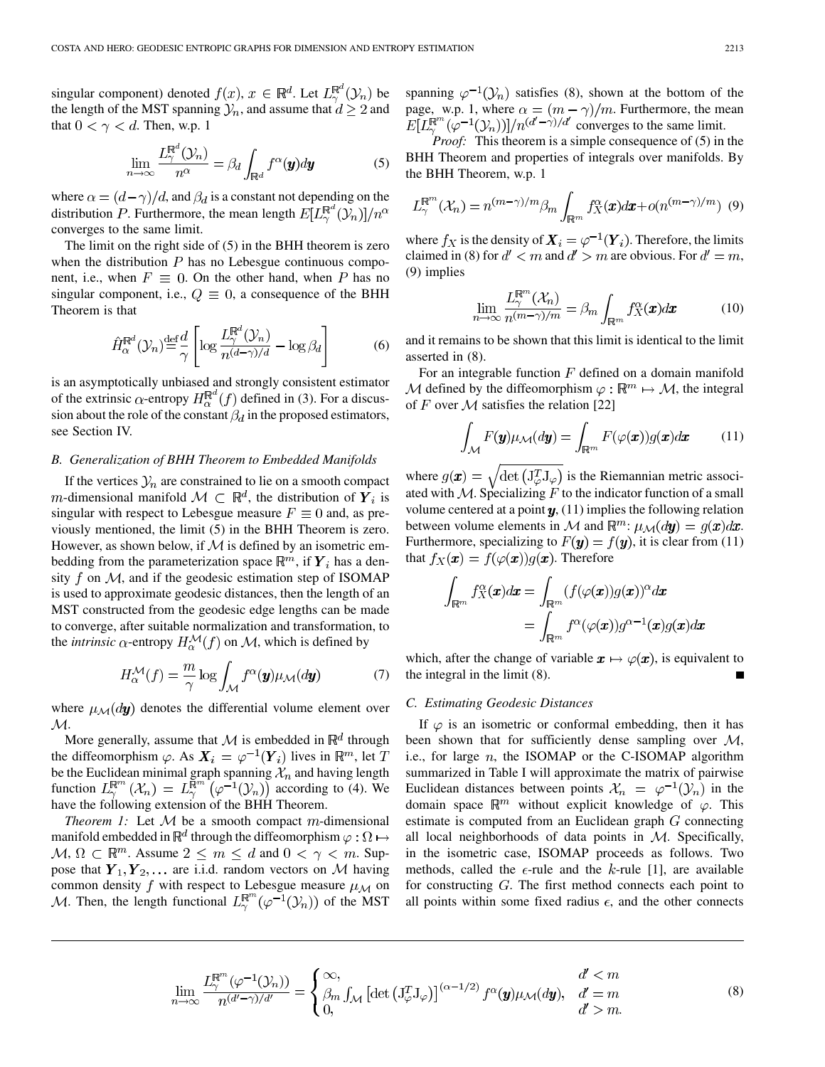singular component) denoted $f(x)$, $x \in \mathbb{R}^d$. Let $L_\gamma^{\mathbb{R}^d}(\mathcal{Y}_n)$ be the length of the MST spanning $\mathcal{Y}_n$, and assume that $d \geq 2$ and that $0 < \gamma < d$. Then, w.p. 1

$$\lim_{n\to\infty} \frac{L_\gamma^{\mathbb{R}^d}(\mathcal{Y}_n)}{n^\alpha} = \beta_d \int_{\mathbb{R}^d} f^\alpha(\boldsymbol{y}) d\boldsymbol{y} \tag{5}$$

where $\alpha = (d-\gamma)/d$, and $\beta_d$ is a constant not depending on the distribution $P$. Furthermore, the mean length $E[L_\gamma^{\mathbb{R}^d}(\mathcal{Y}_n)]/n^\alpha$ converges to the same limit.

The limit on the right side of (5) in the BHH theorem is zero when the distribution $P$ has no Lebesgue continuous component, i.e., when $F \equiv 0$. On the other hand, when $P$ has no singular component, i.e., $Q \equiv 0$, a consequence of the BHH Theorem is that

$$\hat{H}_\alpha^{\mathbb{R}^d}(\mathcal{Y}_n) \stackrel{\text{def}}{=} \frac{d}{\gamma}\left[\log \frac{L_\gamma^{\mathbb{R}^d}(\mathcal{Y}_n)}{n^{(d-\gamma)/d}} - \log \beta_d\right] \tag{6}$$

is an asymptotically unbiased and strongly consistent estimator of the extrinsic $\alpha$-entropy $H_\alpha^{\mathbb{R}^d}(f)$ defined in (3). For a discussion about the role of the constant $\beta_d$ in the proposed estimators, see Section IV.

### B. Generalization of BHH Theorem to Embedded Manifolds

If the vertices $\mathcal{Y}_n$ are constrained to lie on a smooth compact $m$-dimensional manifold $\mathcal{M} \subset \mathbb{R}^d$, the distribution of $\boldsymbol{Y}_i$ is singular with respect to Lebesgue measure $F \equiv 0$ and, as previously mentioned, the limit (5) in the BHH Theorem is zero. However, as shown below, if $\mathcal{M}$ is defined by an isometric embedding from the parameterization space $\mathbb{R}^m$, if $\boldsymbol{Y}_i$ has a density $f$ on $\mathcal{M}$, and if the geodesic estimation step of ISOMAP is used to approximate geodesic distances, then the length of an MST constructed from the geodesic edge lengths can be made to converge, after suitable normalization and transformation, to the *intrinsic* $\alpha$-entropy $H_\alpha^{\mathcal{M}}(f)$ on $\mathcal{M}$, which is defined by

$$H_\alpha^{\mathcal{M}}(f) = \frac{m}{\gamma} \log \int_{\mathcal{M}} f^\alpha(\boldsymbol{y}) \mu_{\mathcal{M}}(d\boldsymbol{y}) \tag{7}$$

where $\mu_{\mathcal{M}}(d\boldsymbol{y})$ denotes the differential volume element over $\mathcal{M}$.

More generally, assume that $\mathcal{M}$ is embedded in $\mathbb{R}^d$ through the diffeomorphism $\varphi$. As $\boldsymbol{X}_i = \varphi^{-1}(\boldsymbol{Y}_i)$ lives in $\mathbb{R}^m$, let $T$ be the Euclidean minimal graph spanning $\mathcal{X}_n$ and having length function $L_\gamma^{\mathbb{R}^m}(\mathcal{X}_n) = L_\gamma^{\mathbb{R}^m}(\varphi^{-1}(\mathcal{Y}_n))$ according to (4). We have the following extension of the BHH Theorem.

*Theorem 1:* Let $\mathcal{M}$ be a smooth compact $m$-dimensional manifold embedded in $\mathbb{R}^d$ through the diffeomorphism $\varphi: \Omega \mapsto \mathcal{M}$, $\Omega \subset \mathbb{R}^m$. Assume $2 \leq m \leq d$ and $0 < \gamma < m$. Suppose that $\boldsymbol{Y}_1, \boldsymbol{Y}_2, \ldots$ are i.i.d. random vectors on $\mathcal{M}$ having common density $f$ with respect to Lebesgue measure $\mu_{\mathcal{M}}$ on $\mathcal{M}$. Then, the length functional $L_\gamma^{\mathbb{R}^m}(\varphi^{-1}(\mathcal{Y}_n))$ of the MST spanning $\varphi^{-1}(\mathcal{Y}_n)$ satisfies (8), shown at the bottom of the page, w.p. 1, where $\alpha = (m-\gamma)/m$. Furthermore, the mean $E[L_\gamma^{\mathbb{R}^m}(\varphi^{-1}(\mathcal{Y}_n))]/n^{(d'-\gamma)/d'}$ converges to the same limit.

$$\lim_{n\to\infty} \frac{L_\gamma^{\mathbb{R}^m}(\varphi^{-1}(\mathcal{Y}_n))}{n^{(d'-\gamma)/d'}} = \begin{cases} \infty, & d' < m \\ \beta_m \int_{\mathcal{M}} \left[\det\left(\mathrm{J}_\varphi^T \mathrm{J}_\varphi\right)\right]^{(\alpha-1/2)} f^\alpha(\boldsymbol{y}) \mu_{\mathcal{M}}(d\boldsymbol{y}), & d' = m \\ 0, & d' > m. \end{cases} \tag{8}$$

*Proof:* This theorem is a simple consequence of (5) in the BHH Theorem and properties of integrals over manifolds. By the BHH Theorem, w.p. 1

$$L_\gamma^{\mathbb{R}^m}(\mathcal{X}_n) = n^{(m-\gamma)/m} \beta_m \int_{\mathbb{R}^m} f_X^\alpha(\boldsymbol{x}) d\boldsymbol{x} + o(n^{(m-\gamma)/m}) \tag{9}$$

where $f_X$ is the density of $\boldsymbol{X}_i = \varphi^{-1}(\boldsymbol{Y}_i)$. Therefore, the limits claimed in (8) for $d' < m$ and $d' > m$ are obvious. For $d' = m$, (9) implies

$$\lim_{n\to\infty} \frac{L_\gamma^{\mathbb{R}^m}(\mathcal{X}_n)}{n^{(m-\gamma)/m}} = \beta_m \int_{\mathbb{R}^m} f_X^\alpha(\boldsymbol{x}) d\boldsymbol{x} \tag{10}$$

and it remains to be shown that this limit is identical to the limit asserted in (8).

For an integrable function $F$ defined on a domain manifold $\mathcal{M}$ defined by the diffeomorphism $\varphi: \mathbb{R}^m \mapsto \mathcal{M}$, the integral of $F$ over $\mathcal{M}$ satisfies the relation [22]

$$\int_{\mathcal{M}} F(\boldsymbol{y}) \mu_{\mathcal{M}}(d\boldsymbol{y}) = \int_{\mathbb{R}^m} F(\varphi(\boldsymbol{x})) g(\boldsymbol{x}) d\boldsymbol{x} \tag{11}$$

where $g(\boldsymbol{x}) = \sqrt{\det\left(\mathrm{J}_\varphi^T \mathrm{J}_\varphi\right)}$ is the Riemannian metric associated with $\mathcal{M}$. Specializing $F$ to the indicator function of a small volume centered at a point $\boldsymbol{y}$, (11) implies the following relation between volume elements in $\mathcal{M}$ and $\mathbb{R}^m$: $\mu_{\mathcal{M}}(d\boldsymbol{y}) = g(\boldsymbol{x}) d\boldsymbol{x}$. Furthermore, specializing to $F(\boldsymbol{y}) = f(\boldsymbol{y})$, it is clear from (11) that $f_X(\boldsymbol{x}) = f(\varphi(\boldsymbol{x})) g(\boldsymbol{x})$. Therefore

$$\begin{aligned} \int_{\mathbb{R}^m} f_X^\alpha(\boldsymbol{x}) d\boldsymbol{x} &= \int_{\mathbb{R}^m} (f(\varphi(\boldsymbol{x})) g(\boldsymbol{x}))^\alpha d\boldsymbol{x} \\ &= \int_{\mathbb{R}^m} f^\alpha(\varphi(\boldsymbol{x})) g^{\alpha-1}(\boldsymbol{x}) g(\boldsymbol{x}) d\boldsymbol{x} \end{aligned}$$

which, after the change of variable $\boldsymbol{x} \mapsto \varphi(\boldsymbol{x})$, is equivalent to the integral in the limit (8). ∎

### C. Estimating Geodesic Distances

If $\varphi$ is an isometric or conformal embedding, then it has been shown that for sufficiently dense sampling over $\mathcal{M}$, i.e., for large $n$, the ISOMAP or the C-ISOMAP algorithm summarized in Table I will approximate the matrix of pairwise Euclidean distances between points $\mathcal{X}_n = \varphi^{-1}(\mathcal{Y}_n)$ in the domain space $\mathbb{R}^m$ without explicit knowledge of $\varphi$. This estimate is computed from an Euclidean graph $G$ connecting all local neighborhoods of data points in $\mathcal{M}$. Specifically, in the isometric case, ISOMAP proceeds as follows. Two methods, called the $\epsilon$-rule and the $k$-rule [1], are available for constructing $G$. The first method connects each point to all points within some fixed radius $\epsilon$, and the other connects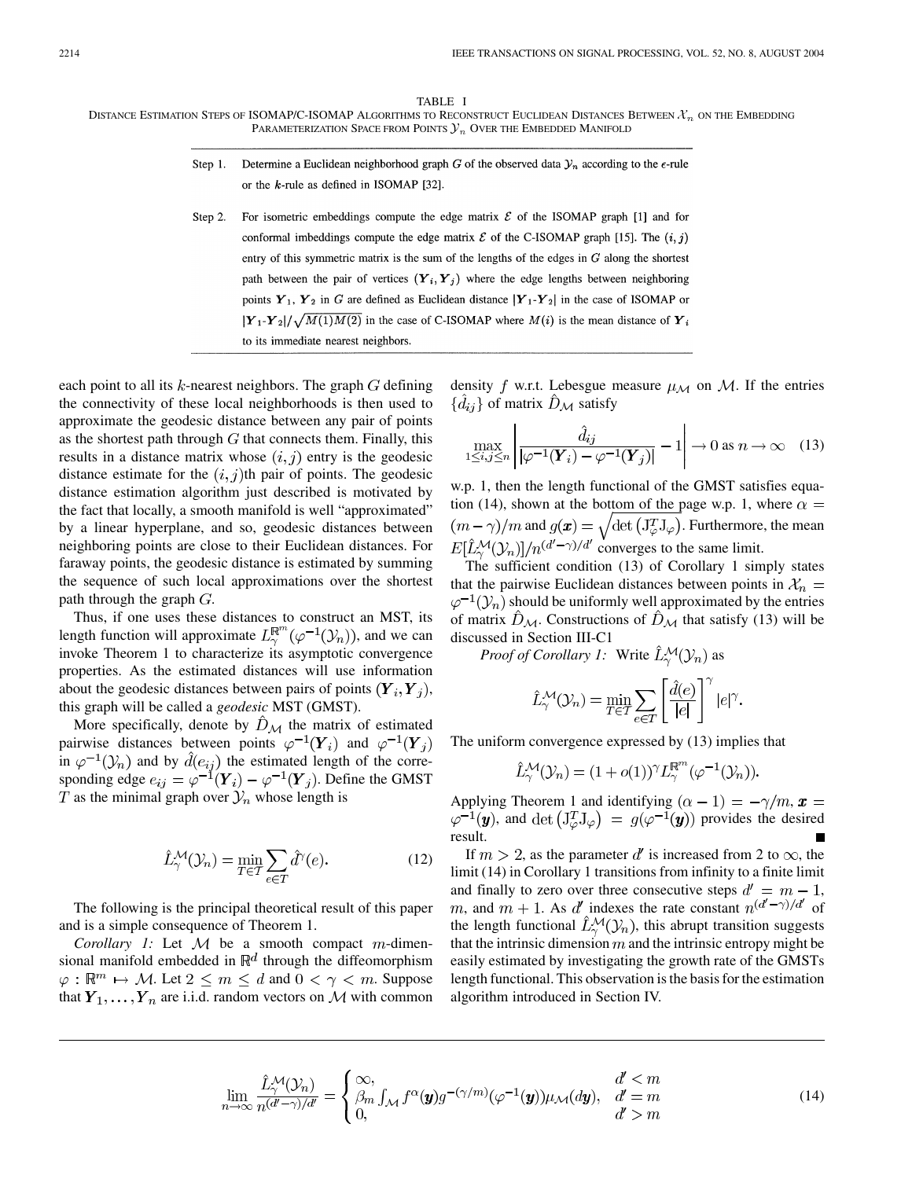TABLE I
DISTANCE ESTIMATION STEPS OF ISOMAP/C-ISOMAP ALGORITHMS TO RECONSTRUCT EUCLIDEAN DISTANCES BETWEEN $\mathcal{X}_n$ ON THE EMBEDDING PARAMETERIZATION SPACE FROM POINTS $\mathcal{Y}_n$ OVER THE EMBEDDED MANIFOLD

| | |
|---|---|
| Step 1. | Determine a Euclidean neighborhood graph $G$ of the observed data $\mathcal{Y}_n$ according to the $\epsilon$-rule or the $\boldsymbol{k}$-rule as defined in ISOMAP [32]. |
| Step 2. | For isometric embeddings compute the edge matrix $\mathcal{E}$ of the ISOMAP graph [1] and for conformal imbeddings compute the edge matrix $\mathcal{E}$ of the C-ISOMAP graph [15]. The $(i,j)$ entry of this symmetric matrix is the sum of the lengths of the edges in $G$ along the shortest path between the pair of vertices $(\boldsymbol{Y}_i, \boldsymbol{Y}_j)$ where the edge lengths between neighboring points $\boldsymbol{Y}_1$, $\boldsymbol{Y}_2$ in $G$ are defined as Euclidean distance $\vert\boldsymbol{Y}_1\text{-}\boldsymbol{Y}_2\vert$ in the case of ISOMAP or $\vert\boldsymbol{Y}_1\text{-}\boldsymbol{Y}_2\vert/\sqrt{M(1)M(2)}$ in the case of C-ISOMAP where $M(i)$ is the mean distance of $\boldsymbol{Y}_i$ to its immediate nearest neighbors. |

each point to all its $k$-nearest neighbors. The graph $G$ defining the connectivity of these local neighborhoods is then used to approximate the geodesic distance between any pair of points as the shortest path through $G$ that connects them. Finally, this results in a distance matrix whose $(i,j)$ entry is the geodesic distance estimate for the $(i,j)$th pair of points. The geodesic distance estimation algorithm just described is motivated by the fact that locally, a smooth manifold is well "approximated" by a linear hyperplane, and so, geodesic distances between neighboring points are close to their Euclidean distances. For faraway points, the geodesic distance is estimated by summing the sequence of such local approximations over the shortest path through the graph $G$.

Thus, if one uses these distances to construct an MST, its length function will approximate $L_\gamma^{\mathbb{R}^m}(\varphi^{-1}(\mathcal{Y}_n))$, and we can invoke Theorem 1 to characterize its asymptotic convergence properties. As the estimated distances will use information about the geodesic distances between pairs of points $(\boldsymbol{Y}_i, \boldsymbol{Y}_j)$, this graph will be called a *geodesic* MST (GMST).

More specifically, denote by $\hat{D}_\mathcal{M}$ the matrix of estimated pairwise distances between points $\varphi^{-1}(\boldsymbol{Y}_i)$ and $\varphi^{-1}(\boldsymbol{Y}_j)$ in $\varphi^{-1}(\mathcal{Y}_n)$ and by $\hat{d}(e_{ij})$ the estimated length of the corresponding edge $e_{ij} = \varphi^{-1}(\boldsymbol{Y}_i) - \varphi^{-1}(\boldsymbol{Y}_j)$. Define the GMST $T$ as the minimal graph over $\mathcal{Y}_n$ whose length is

$$\hat{L}_\gamma^\mathcal{M}(\mathcal{Y}_n) = \min_{T \in \mathcal{T}} \sum_{e \in T} \hat{d}^\gamma(e). \tag{12}$$

The following is the principal theoretical result of this paper and is a simple consequence of Theorem 1.

*Corollary 1:* Let $\mathcal{M}$ be a smooth compact $m$-dimensional manifold embedded in $\mathbb{R}^d$ through the diffeomorphism $\varphi: \mathbb{R}^m \mapsto \mathcal{M}$. Let $2 \leq m \leq d$ and $0 < \gamma < m$. Suppose that $\boldsymbol{Y}_1, \ldots, \boldsymbol{Y}_n$ are i.i.d. random vectors on $\mathcal{M}$ with common density $f$ w.r.t. Lebesgue measure $\mu_\mathcal{M}$ on $\mathcal{M}$. If the entries $\{\hat{d}_{ij}\}$ of matrix $\hat{D}_\mathcal{M}$ satisfy

$$\max_{1 \leq i,j \leq n} \left| \frac{\hat{d}_{ij}}{|\varphi^{-1}(\boldsymbol{Y}_i) - \varphi^{-1}(\boldsymbol{Y}_j)|} - 1 \right| \to 0 \text{ as } n \to \infty \tag{13}$$

w.p. 1, then the length functional of the GMST satisfies equation (14), shown at the bottom of the page w.p. 1, where $\alpha = (m-\gamma)/m$ and $g(\boldsymbol{x}) = \sqrt{\det\left(\mathrm{J}_\varphi^T \mathrm{J}_\varphi\right)}$. Furthermore, the mean $E[\hat{L}_\gamma^\mathcal{M}(\mathcal{Y}_n)]/n^{(d'-\gamma)/d'}$ converges to the same limit.

The sufficient condition (13) of Corollary 1 simply states that the pairwise Euclidean distances between points in $\mathcal{X}_n = \varphi^{-1}(\mathcal{Y}_n)$ should be uniformly well approximated by the entries of matrix $\hat{D}_\mathcal{M}$. Constructions of $\hat{D}_\mathcal{M}$ that satisfy (13) will be discussed in Section III-C1

*Proof of Corollary 1:* Write $\hat{L}_\gamma^\mathcal{M}(\mathcal{Y}_n)$ as

$$\hat{L}_\gamma^\mathcal{M}(\mathcal{Y}_n) = \min_{T \in \mathcal{T}} \sum_{e \in T} \left[\frac{\hat{d}(e)}{|e|}\right]^\gamma |e|^\gamma.$$

The uniform convergence expressed by (13) implies that

$$\hat{L}_\gamma^\mathcal{M}(\mathcal{Y}_n) = (1 + o(1))^\gamma L_\gamma^{\mathbb{R}^m}(\varphi^{-1}(\mathcal{Y}_n)).$$

Applying Theorem 1 and identifying $(\alpha - 1) = -\gamma/m$, $\boldsymbol{x} = \varphi^{-1}(\boldsymbol{y})$, and $\det\left(\mathrm{J}_\varphi^T \mathrm{J}_\varphi\right) = g(\varphi^{-1}(\boldsymbol{y}))$ provides the desired result. ∎

If $m > 2$, as the parameter $d'$ is increased from 2 to $\infty$, the limit (14) in Corollary 1 transitions from infinity to a finite limit and finally to zero over three consecutive steps $d' = m-1$, $m$, and $m+1$. As $d'$ indexes the rate constant $n^{(d'-\gamma)/d'}$ of the length functional $\hat{L}_\gamma^\mathcal{M}(\mathcal{Y}_n)$, this abrupt transition suggests that the intrinsic dimension $m$ and the intrinsic entropy might be easily estimated by investigating the growth rate of the GMSTs length functional. This observation is the basis for the estimation algorithm introduced in Section IV.

$$\lim_{n \to \infty} \frac{\hat{L}_\gamma^\mathcal{M}(\mathcal{Y}_n)}{n^{(d'-\gamma)/d'}} = \begin{cases} \infty, & d' < m \\ \beta_m \int_\mathcal{M} f^\alpha(\boldsymbol{y}) g^{-(\gamma/m)}(\varphi^{-1}(\boldsymbol{y})) \mu_\mathcal{M}(d\boldsymbol{y}), & d' = m \\ 0, & d' > m \end{cases} \tag{14}$$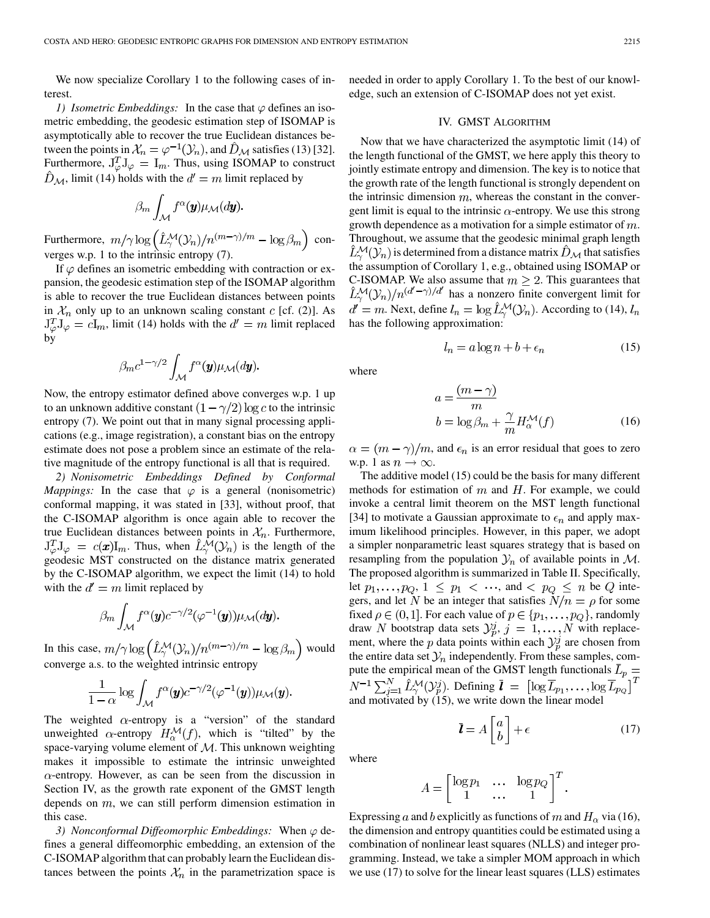We now specialize Corollary 1 to the following cases of interest.

*1) Isometric Embeddings:* In the case that $\varphi$ defines an isometric embedding, the geodesic estimation step of ISOMAP is asymptotically able to recover the true Euclidean distances between the points in $\mathcal{X}_n = \varphi^{-1}(\mathcal{Y}_n)$, and $\hat{D}_{\mathcal{M}}$ satisfies (13) [32]. Furthermore, $\mathrm{J}_\varphi^T \mathrm{J}_\varphi = \mathrm{I}_m$. Thus, using ISOMAP to construct $\hat{D}_{\mathcal{M}}$, limit (14) holds with the $d' = m$ limit replaced by

$$\beta_m \int_{\mathcal{M}} f^\alpha(\boldsymbol{y}) \mu_{\mathcal{M}}(d\boldsymbol{y}).$$

Furthermore, $m/\gamma \log\left(\hat{L}_\gamma^{\mathcal{M}}(\mathcal{Y}_n)/n^{(m-\gamma)/m} - \log \beta_m\right)$ converges w.p. 1 to the intrinsic entropy (7).

If $\varphi$ defines an isometric embedding with contraction or expansion, the geodesic estimation step of the ISOMAP algorithm is able to recover the true Euclidean distances between points in $\mathcal{X}_n$ only up to an unknown scaling constant $c$ [cf. (2)]. As $\mathrm{J}_\varphi^T \mathrm{J}_\varphi = c\mathrm{I}_m$, limit (14) holds with the $d' = m$ limit replaced by

$$\beta_m c^{1-\gamma/2} \int_{\mathcal{M}} f^\alpha(\boldsymbol{y}) \mu_{\mathcal{M}}(d\boldsymbol{y}).$$

Now, the entropy estimator defined above converges w.p. 1 up to an unknown additive constant $(1-\gamma/2)\log c$ to the intrinsic entropy (7). We point out that in many signal processing applications (e.g., image registration), a constant bias on the entropy estimate does not pose a problem since an estimate of the relative magnitude of the entropy functional is all that is required.

*2) Nonisometric Embeddings Defined by Conformal Mappings:* In the case that $\varphi$ is a general (nonisometric) conformal mapping, it was stated in [33], without proof, that the C-ISOMAP algorithm is once again able to recover the true Euclidean distances between points in $\mathcal{X}_n$. Furthermore, $\mathrm{J}_\varphi^T \mathrm{J}_\varphi = c(\boldsymbol{x})\mathrm{I}_m$. Thus, when $\hat{L}_\gamma^{\mathcal{M}}(\mathcal{Y}_n)$ is the length of the geodesic MST constructed on the distance matrix generated by the C-ISOMAP algorithm, we expect the limit (14) to hold with the $d' = m$ limit replaced by

$$\beta_m \int_{\mathcal{M}} f^\alpha(\boldsymbol{y}) c^{-\gamma/2}(\varphi^{-1}(\boldsymbol{y})) \mu_{\mathcal{M}}(d\boldsymbol{y}).$$

In this case, $m/\gamma \log\left(\hat{L}_\gamma^{\mathcal{M}}(\mathcal{Y}_n)/n^{(m-\gamma)/m} - \log \beta_m\right)$ would converge a.s. to the weighted intrinsic entropy

$$\frac{1}{1-\alpha} \log \int_{\mathcal{M}} f^\alpha(\boldsymbol{y}) c^{-\gamma/2}(\varphi^{-1}(\boldsymbol{y})) \mu_{\mathcal{M}}(\boldsymbol{y}).$$

The weighted $\alpha$-entropy is a "version" of the standard unweighted $\alpha$-entropy $H_\alpha^{\mathcal{M}}(f)$, which is "tilted" by the space-varying volume element of $\mathcal{M}$. This unknown weighting makes it impossible to estimate the intrinsic unweighted $\alpha$-entropy. However, as can be seen from the discussion in Section IV, as the growth rate exponent of the GMST length depends on $m$, we can still perform dimension estimation in this case.

*3) Nonconformal Diffeomorphic Embeddings:* When $\varphi$ defines a general diffeomorphic embedding, an extension of the C-ISOMAP algorithm that can probably learn the Euclidean distances between the points $\mathcal{X}_n$ in the parametrization space is needed in order to apply Corollary 1. To the best of our knowledge, such an extension of C-ISOMAP does not yet exist.

## IV. GMST Algorithm

Now that we have characterized the asymptotic limit (14) of the length functional of the GMST, we here apply this theory to jointly estimate entropy and dimension. The key is to notice that the growth rate of the length functional is strongly dependent on the intrinsic dimension $m$, whereas the constant in the convergent limit is equal to the intrinsic $\alpha$-entropy. We use this strong growth dependence as a motivation for a simple estimator of $m$. Throughout, we assume that the geodesic minimal graph length $\hat{L}_\gamma^{\mathcal{M}}(\mathcal{Y}_n)$ is determined from a distance matrix $\hat{D}_{\mathcal{M}}$ that satisfies the assumption of Corollary 1, e.g., obtained using ISOMAP or C-ISOMAP. We also assume that $m \geq 2$. This guarantees that $\hat{L}_\gamma^{\mathcal{M}}(\mathcal{Y}_n)/n^{(d'-\gamma)/d'}$ has a nonzero finite convergent limit for $d' = m$. Next, define $l_n = \log \hat{L}_\gamma^{\mathcal{M}}(\mathcal{Y}_n)$. According to (14), $l_n$ has the following approximation:

$$l_n = a \log n + b + \epsilon_n \tag{15}$$

where

$$\begin{aligned} a &= \frac{(m-\gamma)}{m} \\ b &= \log \beta_m + \frac{\gamma}{m} H_\alpha^{\mathcal{M}}(f) \end{aligned} \tag{16}$$

$\alpha = (m-\gamma)/m$, and $\epsilon_n$ is an error residual that goes to zero w.p. 1 as $n \to \infty$.

The additive model (15) could be the basis for many different methods for estimation of $m$ and $H$. For example, we could invoke a central limit theorem on the MST length functional [34] to motivate a Gaussian approximate to $\epsilon_n$ and apply maximum likelihood principles. However, in this paper, we adopt a simpler nonparametric least squares strategy that is based on resampling from the population $\mathcal{Y}_n$ of available points in $\mathcal{M}$. The proposed algorithm is summarized in Table II. Specifically, let $p_1, \ldots, p_Q$, $1 \leq p_1 < \cdots$, and $< p_Q \leq n$ be $Q$ integers, and let $N$ be an integer that satisfies $N/n = \rho$ for some fixed $\rho \in (0, 1]$. For each value of $p \in \{p_1, \ldots, p_Q\}$, randomly draw $N$ bootstrap data sets $\mathcal{Y}_p^j$, $j = 1, \ldots, N$ with replacement, where the $p$ data points within each $\mathcal{Y}_p^j$ are chosen from the entire data set $\mathcal{Y}_n$ independently. From these samples, compute the empirical mean of the GMST length functionals $\bar{L}_p = N^{-1} \sum_{j=1}^N \hat{L}_\gamma^{\mathcal{M}}(\mathcal{Y}_p^j)$. Defining $\bar{\boldsymbol{l}} = \left[\log \bar{L}_{p_1}, \ldots, \log \bar{L}_{p_Q}\right]^T$ and motivated by (15), we write down the linear model

$$\bar{\boldsymbol{l}} = A \begin{bmatrix} a \\ b \end{bmatrix} + \epsilon \tag{17}$$

where

$$A = \begin{bmatrix} \log p_1 & \ldots & \log p_Q \\ 1 & \ldots & 1 \end{bmatrix}^T.$$

Expressing $a$ and $b$ explicitly as functions of $m$ and $H_\alpha$ via (16), the dimension and entropy quantities could be estimated using a combination of nonlinear least squares (NLLS) and integer programming. Instead, we take a simpler MOM approach in which we use (17) to solve for the linear least squares (LLS) estimates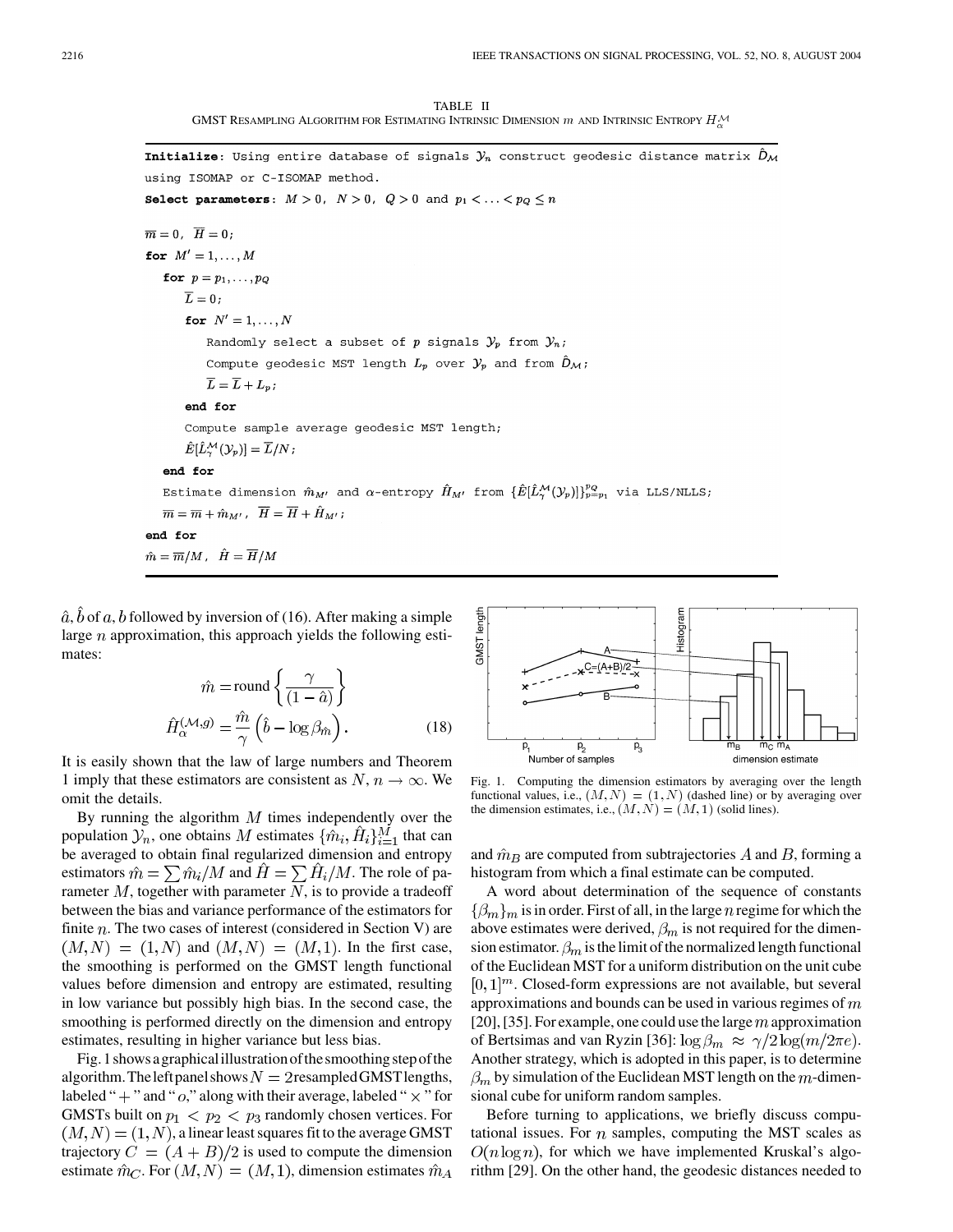TABLE II
GMST RESAMPLING ALGORITHM FOR ESTIMATING INTRINSIC DIMENSION $m$ AND INTRINSIC ENTROPY $H_\alpha^{\mathcal{M}}$

```
Initialize: Using entire database of signals Y_n construct geodesic distance matrix D̂_M
using ISOMAP or C-ISOMAP method.
Select parameters: M > 0, N > 0, Q > 0 and p_1 < ... < p_Q ≤ n

m̄ = 0, H̄ = 0;
for M' = 1,...,M
   for p = p_1,...,p_Q
      L̄ = 0;
      for N' = 1,...,N
         Randomly select a subset of p signals Y_p from Y_n;
         Compute geodesic MST length L_p over Y_p and from D̂_M;
         L̄ = L̄ + L_p;
      end for
      Compute sample average geodesic MST length;
      Ê[L̂_γ^M(Y_p)] = L̄/N;
   end for
   Estimate dimension m̂_M' and α-entropy Ĥ_M' from {Ê[L̂_γ^M(Y_p)]}_{p=p_1}^{p_Q} via LLS/NLLS;
   m̄ = m̄ + m̂_M', H̄ = H̄ + Ĥ_M';
end for
m̂ = m̄/M, Ĥ = H̄/M
```

$\hat{a}, \hat{b}$ of $a, b$ followed by inversion of (16). After making a simple large $n$ approximation, this approach yields the following estimates:

$$\hat{m} = \text{round}\left\{\frac{\gamma}{(1-\hat{a})}\right\}$$
$$\hat{H}_\alpha^{(\mathcal{M},g)} = \frac{\hat{m}}{\gamma}\left(\hat{b} - \log \beta_{\hat{m}}\right). \tag{18}$$

It is easily shown that the law of large numbers and Theorem 1 imply that these estimators are consistent as $N, n \to \infty$. We omit the details.

By running the algorithm $M$ times independently over the population $\mathcal{Y}_n$, one obtains $M$ estimates $\{\hat{m}_i, \hat{H}_i\}_{i=1}^{M}$ that can be averaged to obtain final regularized dimension and entropy estimators $\hat{m} = \sum \hat{m}_i/M$ and $\hat{H} = \sum \hat{H}_i/M$. The role of parameter $M$, together with parameter $N$, is to provide a tradeoff between the bias and variance performance of the estimators for finite $n$. The two cases of interest (considered in Section V) are $(M,N) = (1,N)$ and $(M,N) = (M,1)$. In the first case, the smoothing is performed on the GMST length functional values before dimension and entropy are estimated, resulting in low variance but possibly high bias. In the second case, the smoothing is performed directly on the dimension and entropy estimates, resulting in higher variance but less bias.

Fig. 1 shows a graphical illustration of the smoothing step of the algorithm. The left panel shows $N = 2$ resampled GMST lengths, labeled "$+$" and "$o$," along with their average, labeled "$\times$" for GMSTs built on $p_1 < p_2 < p_3$ randomly chosen vertices. For $(M,N) = (1,N)$, a linear least squares fit to the average GMST trajectory $C = (A+B)/2$ is used to compute the dimension estimate $\hat{m}_C$. For $(M,N) = (M,1)$, dimension estimates $\hat{m}_A$ and $\hat{m}_B$ are computed from subtrajectories $A$ and $B$, forming a histogram from which a final estimate can be computed.

GMST length
A
C=(A+B)/2
B
$p_1$ $p_2$ $p_3$
Number of samples
Histogram
$m_B$ $m_C$ $m_A$
dimension estimate

Fig. 1. Computing the dimension estimators by averaging over the length functional values, i.e., $(M,N) = (1,N)$ (dashed line) or by averaging over the dimension estimates, i.e., $(M,N) = (M,1)$ (solid lines).

A word about determination of the sequence of constants $\{\beta_m\}_m$ is in order. First of all, in the large $n$ regime for which the above estimates were derived, $\beta_m$ is not required for the dimension estimator. $\beta_m$ is the limit of the normalized length functional of the Euclidean MST for a uniform distribution on the unit cube $[0,1]^m$. Closed-form expressions are not available, but several approximations and bounds can be used in various regimes of $m$ [20], [35]. For example, one could use the large $m$ approximation of Bertsimas and van Ryzin [36]: $\log \beta_m \approx \gamma/2 \log(m/2\pi e)$. Another strategy, which is adopted in this paper, is to determine $\beta_m$ by simulation of the Euclidean MST length on the $m$-dimensional cube for uniform random samples.

Before turning to applications, we briefly discuss computational issues. For $n$ samples, computing the MST scales as $O(n \log n)$, for which we have implemented Kruskal's algorithm [29]. On the other hand, the geodesic distances needed to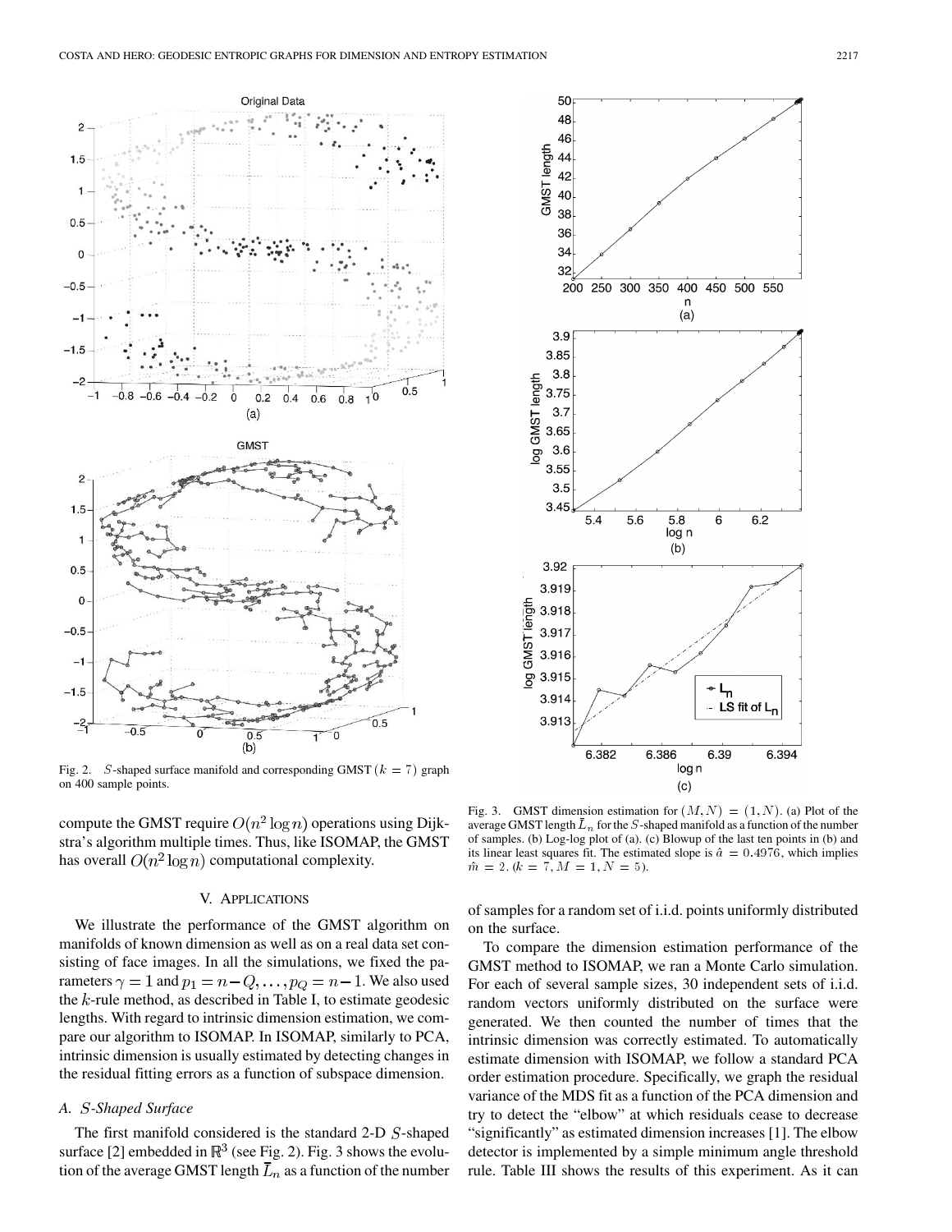Original Data

(a)

GMST

(b)

Fig. 2. $S$-shaped surface manifold and corresponding GMST ($k = 7$) graph on 400 sample points.

GMST length

n

(a)

log GMST length

log n

(b)

log GMST length

$L_n$

LS fit of $L_n$

log n

(c)

Fig. 3. GMST dimension estimation for $(M, N) = (1, N)$. (a) Plot of the average GMST length $\bar{L}_n$ for the $S$-shaped manifold as a function of the number of samples. (b) Log-log plot of (a). (c) Blowup of the last ten points in (b) and its linear least squares fit. The estimated slope is $\hat{a} = 0.4976$, which implies $\hat{m} = 2$. ($k = 7, M = 1, N = 5$).

compute the GMST require $O(n^2 \log n)$ operations using Dijkstra's algorithm multiple times. Thus, like ISOMAP, the GMST has overall $O(n^2 \log n)$ computational complexity.

## V. Applications

We illustrate the performance of the GMST algorithm on manifolds of known dimension as well as on a real data set consisting of face images. In all the simulations, we fixed the parameters $\gamma = 1$ and $p_1 = n - Q, \ldots, p_Q = n - 1$. We also used the $k$-rule method, as described in Table I, to estimate geodesic lengths. With regard to intrinsic dimension estimation, we compare our algorithm to ISOMAP. In ISOMAP, similarly to PCA, intrinsic dimension is usually estimated by detecting changes in the residual fitting errors as a function of subspace dimension.

### A. $S$-Shaped Surface

The first manifold considered is the standard 2-D $S$-shaped surface [2] embedded in $\mathbb{R}^3$ (see Fig. 2). Fig. 3 shows the evolution of the average GMST length $\bar{L}_n$ as a function of the number of samples for a random set of i.i.d. points uniformly distributed on the surface.

To compare the dimension estimation performance of the GMST method to ISOMAP, we ran a Monte Carlo simulation. For each of several sample sizes, 30 independent sets of i.i.d. random vectors uniformly distributed on the surface were generated. We then counted the number of times that the intrinsic dimension was correctly estimated. To automatically estimate dimension with ISOMAP, we follow a standard PCA order estimation procedure. Specifically, we graph the residual variance of the MDS fit as a function of the PCA dimension and try to detect the "elbow" at which residuals cease to decrease "significantly" as estimated dimension increases [1]. The elbow detector is implemented by a simple minimum angle threshold rule. Table III shows the results of this experiment. As it can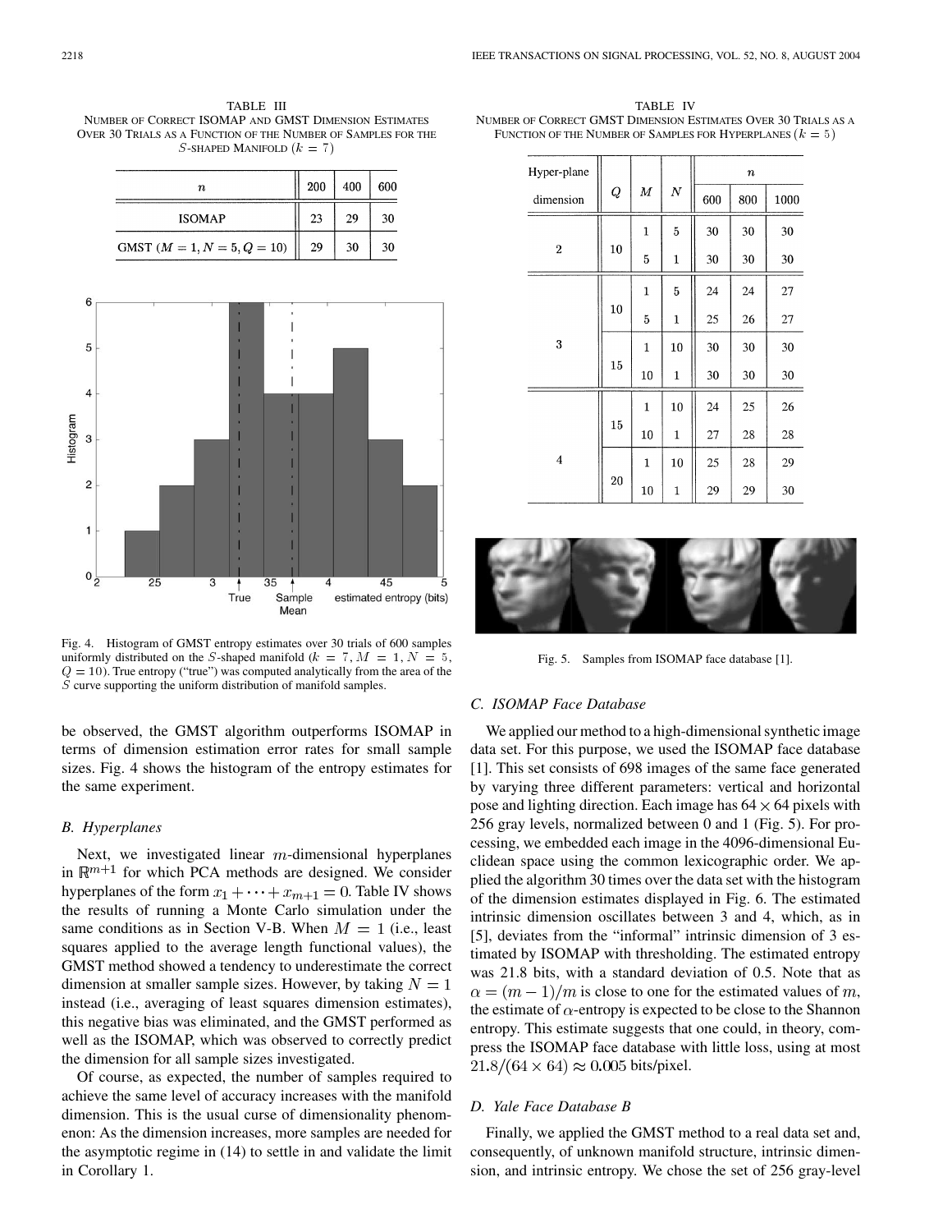TABLE III
NUMBER OF CORRECT ISOMAP AND GMST DIMENSION ESTIMATES OVER 30 TRIALS AS A FUNCTION OF THE NUMBER OF SAMPLES FOR THE $S$-SHAPED MANIFOLD ($k = 7$)

| $n$ | 200 | 400 | 600 |
|---|---|---|---|
| ISOMAP | 23 | 29 | 30 |
| GMST ($M = 1, N = 5, Q = 10$) | 29 | 30 | 30 |

6
5
4
3
2
1
0
Histogram
2 25 3 35 4 45 5
True
Sample Mean
estimated entropy (bits)

Fig. 4. Histogram of GMST entropy estimates over 30 trials of 600 samples uniformly distributed on the $S$-shaped manifold ($k = 7, M = 1, N = 5, Q = 10$). True entropy ("true") was computed analytically from the area of the $S$ curve supporting the uniform distribution of manifold samples.

be observed, the GMST algorithm outperforms ISOMAP in terms of dimension estimation error rates for small sample sizes. Fig. 4 shows the histogram of the entropy estimates for the same experiment.

### B. Hyperplanes

Next, we investigated linear $m$-dimensional hyperplanes in $\mathbb{R}^{m+1}$ for which PCA methods are designed. We consider hyperplanes of the form $x_1 + \cdots + x_{m+1} = 0$. Table IV shows the results of running a Monte Carlo simulation under the same conditions as in Section V-B. When $M = 1$ (i.e., least squares applied to the average length functional values), the GMST method showed a tendency to underestimate the correct dimension at smaller sample sizes. However, by taking $N = 1$ instead (i.e., averaging of least squares dimension estimates), this negative bias was eliminated, and the GMST performed as well as the ISOMAP, which was observed to correctly predict the dimension for all sample sizes investigated.

Of course, as expected, the number of samples required to achieve the same level of accuracy increases with the manifold dimension. This is the usual curse of dimensionality phenomenon: As the dimension increases, more samples are needed for the asymptotic regime in (14) to settle in and validate the limit in Corollary 1.

TABLE IV
NUMBER OF CORRECT GMST DIMENSION ESTIMATES OVER 30 TRIALS AS A FUNCTION OF THE NUMBER OF SAMPLES FOR HYPERPLANES ($k = 5$)

| Hyper-plane dimension | $Q$ | $M$ | $N$ | $n$ 600 | 800 | 1000 |
|---|---|---|---|---|---|---|
| 2 | 10 | 1 | 5 | 30 | 30 | 30 |
| | | 5 | 1 | 30 | 30 | 30 |
| 3 | 10 | 1 | 5 | 24 | 24 | 27 |
| | | 5 | 1 | 25 | 26 | 27 |
| | 15 | 1 | 10 | 30 | 30 | 30 |
| | | 10 | 1 | 30 | 30 | 30 |
| 4 | 15 | 1 | 10 | 24 | 25 | 26 |
| | | 10 | 1 | 27 | 28 | 28 |
| | 20 | 1 | 10 | 25 | 28 | 29 |
| | | 10 | 1 | 29 | 29 | 30 |

Fig. 5. Samples from ISOMAP face database [1].

### C. ISOMAP Face Database

We applied our method to a high-dimensional synthetic image data set. For this purpose, we used the ISOMAP face database [1]. This set consists of 698 images of the same face generated by varying three different parameters: vertical and horizontal pose and lighting direction. Each image has $64 \times 64$ pixels with 256 gray levels, normalized between 0 and 1 (Fig. 5). For processing, we embedded each image in the 4096-dimensional Euclidean space using the common lexicographic order. We applied the algorithm 30 times over the data set with the histogram of the dimension estimates displayed in Fig. 6. The estimated intrinsic dimension oscillates between 3 and 4, which, as in [5], deviates from the "informal" intrinsic dimension of 3 estimated by ISOMAP with thresholding. The estimated entropy was 21.8 bits, with a standard deviation of 0.5. Note that as $\alpha = (m-1)/m$ is close to one for the estimated values of $m$, the estimate of $\alpha$-entropy is expected to be close to the Shannon entropy. This estimate suggests that one could, in theory, compress the ISOMAP face database with little loss, using at most $21.8/(64 \times 64) \approx 0.005$ bits/pixel.

### D. Yale Face Database B

Finally, we applied the GMST method to a real data set and, consequently, of unknown manifold structure, intrinsic dimension, and intrinsic entropy. We chose the set of 256 gray-level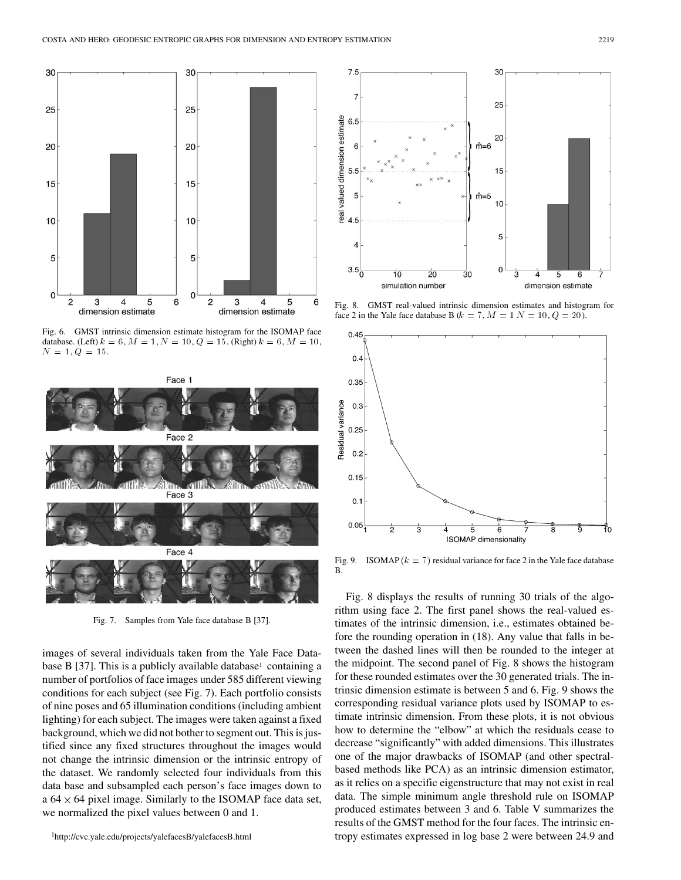30

25

20

15

10

5

0

2 3 4 5 6

dimension estimate

30

25

20

15

10

5

0

2 3 4 5 6

dimension estimate

Fig. 6. GMST intrinsic dimension estimate histogram for the ISOMAP face database. (Left) $k = 6$, $M = 1$, $N = 10$, $Q = 15$. (Right) $k = 6$, $M = 10$, $N = 1$, $Q = 15$.

Face 1

Face 2

Face 3

Face 4

Fig. 7. Samples from Yale face database B [37].

images of several individuals taken from the Yale Face Database B [37]. This is a publicly available database[1] containing a number of portfolios of face images under 585 different viewing conditions for each subject (see Fig. 7). Each portfolio consists of nine poses and 65 illumination conditions (including ambient lighting) for each subject. The images were taken against a fixed background, which we did not bother to segment out. This is justified since any fixed structures throughout the images would not change the intrinsic dimension or the intrinsic entropy of the dataset. We randomly selected four individuals from this data base and subsampled each person's face images down to a $64 \times 64$ pixel image. Similarly to the ISOMAP face data set, we normalized the pixel values between 0 and 1.

[1]http://cvc.yale.edu/projects/yalefacesB/yalefacesB.html

7.5

7

6.5

6

5.5

5

4.5

4

3.5

real valued dimension estimate

0 10 20 30

simulation number

$\hat{m}$=6

$\hat{m}$=5

30

25

20

15

10

5

0

3 4 5 6 7

dimension estimate

Fig. 8. GMST real-valued intrinsic dimension estimates and histogram for face 2 in the Yale face database B ($k = 7$, $M = 1$ $N = 10$, $Q = 20$).

0.45

0.4

0.35

0.3

0.25

0.2

0.15

0.1

0.05

Residual variance

1 2 3 4 5 6 7 8 9 10

ISOMAP dimensionality

Fig. 9. ISOMAP ($k = 7$) residual variance for face 2 in the Yale face database B.

Fig. 8 displays the results of running 30 trials of the algorithm using face 2. The first panel shows the real-valued estimates of the intrinsic dimension, i.e., estimates obtained before the rounding operation in (18). Any value that falls in between the dashed lines will then be rounded to the integer at the midpoint. The second panel of Fig. 8 shows the histogram for these rounded estimates over the 30 generated trials. The intrinsic dimension estimate is between 5 and 6. Fig. 9 shows the corresponding residual variance plots used by ISOMAP to estimate intrinsic dimension. From these plots, it is not obvious how to determine the "elbow" at which the residuals cease to decrease "significantly" with added dimensions. This illustrates one of the major drawbacks of ISOMAP (and other spectral-based methods like PCA) as an intrinsic dimension estimator, as it relies on a specific eigenstructure that may not exist in real data. The simple minimum angle threshold rule on ISOMAP produced estimates between 3 and 6. Table V summarizes the results of the GMST method for the four faces. The intrinsic entropy estimates expressed in log base 2 were between 24.9 and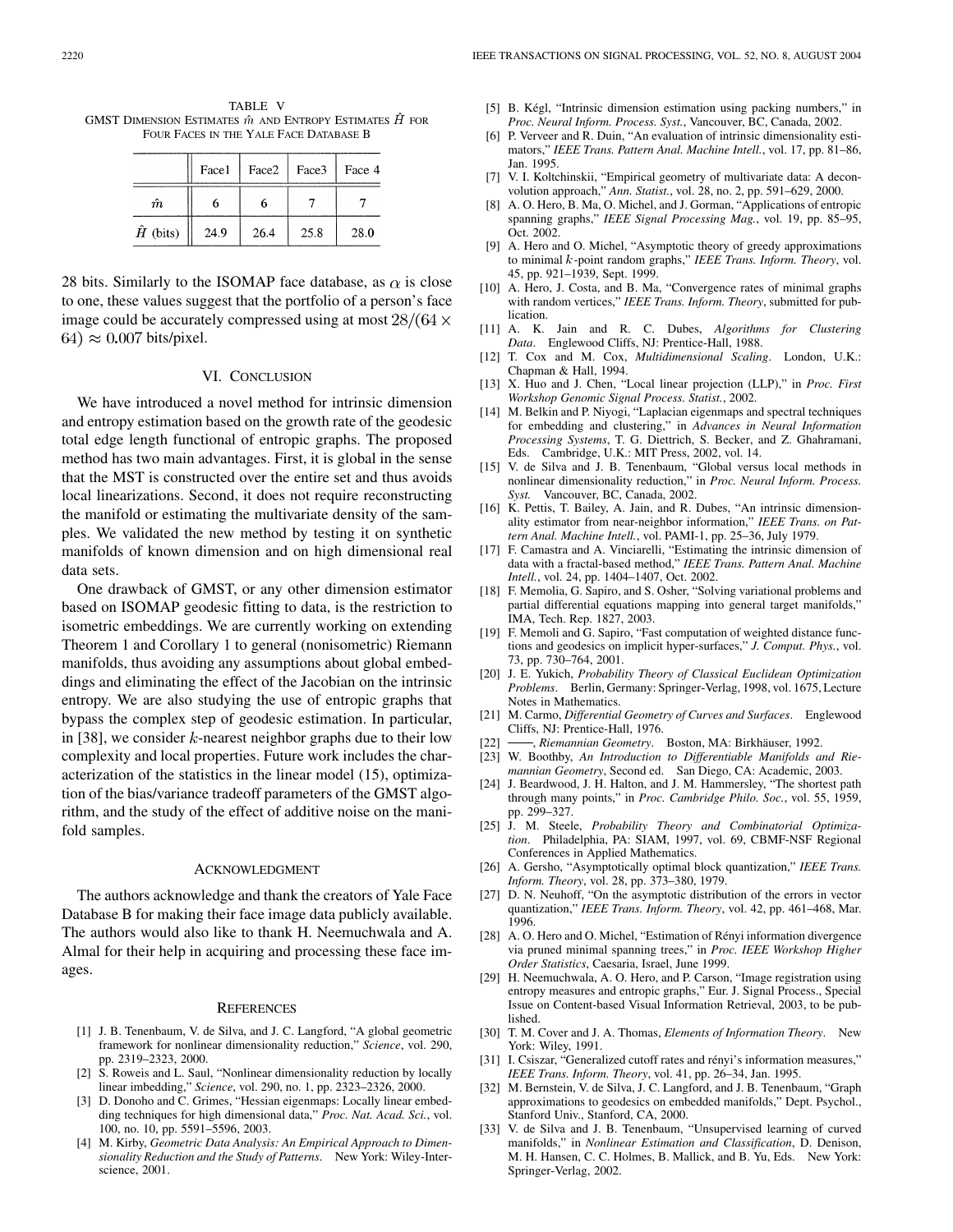TABLE V
GMST Dimension Estimates $\hat{m}$ and Entropy Estimates $\hat{H}$ for Four Faces in the Yale Face Database B

| | Face1 | Face2 | Face3 | Face 4 |
|---|---|---|---|---|
| $\hat{m}$ | 6 | 6 | 7 | 7 |
| $\hat{H}$ (bits) | 24.9 | 26.4 | 25.8 | 28.0 |

28 bits. Similarly to the ISOMAP face database, as $\alpha$ is close to one, these values suggest that the portfolio of a person's face image could be accurately compressed using at most $28/(64 \times 64) \approx 0.007$ bits/pixel.

## VI. Conclusion

We have introduced a novel method for intrinsic dimension and entropy estimation based on the growth rate of the geodesic total edge length functional of entropic graphs. The proposed method has two main advantages. First, it is global in the sense that the MST is constructed over the entire set and thus avoids local linearizations. Second, it does not require reconstructing the manifold or estimating the multivariate density of the samples. We validated the new method by testing it on synthetic manifolds of known dimension and on high dimensional real data sets.

One drawback of GMST, or any other dimension estimator based on ISOMAP geodesic fitting to data, is the restriction to isometric embeddings. We are currently working on extending Theorem 1 and Corollary 1 to general (nonisometric) Riemann manifolds, thus avoiding any assumptions about global embeddings and eliminating the effect of the Jacobian on the intrinsic entropy. We are also studying the use of entropic graphs that bypass the complex step of geodesic estimation. In particular, in [38], we consider $k$-nearest neighbor graphs due to their low complexity and local properties. Future work includes the characterization of the statistics in the linear model (15), optimization of the bias/variance tradeoff parameters of the GMST algorithm, and the study of the effect of additive noise on the manifold samples.

## Acknowledgment

The authors acknowledge and thank the creators of Yale Face Database B for making their face image data publicly available. The authors would also like to thank H. Neemuchwala and A. Almal for their help in acquiring and processing these face images.

## References

[1] J. B. Tenenbaum, V. de Silva, and J. C. Langford, "A global geometric framework for nonlinear dimensionality reduction," *Science*, vol. 290, pp. 2319–2323, 2000.

[2] S. Roweis and L. Saul, "Nonlinear dimensionality reduction by locally linear imbedding," *Science*, vol. 290, no. 1, pp. 2323–2326, 2000.

[3] D. Donoho and C. Grimes, "Hessian eigenmaps: Locally linear embedding techniques for high dimensional data," *Proc. Nat. Acad. Sci.*, vol. 100, no. 10, pp. 5591–5596, 2003.

[4] M. Kirby, *Geometric Data Analysis: An Empirical Approach to Dimensionality Reduction and the Study of Patterns*. New York: Wiley-Interscience, 2001.

[5] B. Kégl, "Intrinsic dimension estimation using packing numbers," in *Proc. Neural Inform. Process. Syst.*, Vancouver, BC, Canada, 2002.

[6] P. Verveer and R. Duin, "An evaluation of intrinsic dimensionality estimators," *IEEE Trans. Pattern Anal. Machine Intell.*, vol. 17, pp. 81–86, Jan. 1995.

[7] V. I. Koltchinskii, "Empirical geometry of multivariate data: A deconvolution approach," *Ann. Statist.*, vol. 28, no. 2, pp. 591–629, 2000.

[8] A. O. Hero, B. Ma, O. Michel, and J. Gorman, "Applications of entropic spanning graphs," *IEEE Signal Processing Mag.*, vol. 19, pp. 85–95, Oct. 2002.

[9] A. Hero and O. Michel, "Asymptotic theory of greedy approximations to minimal $k$-point random graphs," *IEEE Trans. Inform. Theory*, vol. 45, pp. 921–1939, Sept. 1999.

[10] A. Hero, J. Costa, and B. Ma, "Convergence rates of minimal graphs with random vertices," *IEEE Trans. Inform. Theory*, submitted for publication.

[11] A. K. Jain and R. C. Dubes, *Algorithms for Clustering Data*. Englewood Cliffs, NJ: Prentice-Hall, 1988.

[12] T. Cox and M. Cox, *Multidimensional Scaling*. London, U.K.: Chapman & Hall, 1994.

[13] X. Huo and J. Chen, "Local linear projection (LLP)," in *Proc. First Workshop Genomic Signal Process. Statist.*, 2002.

[14] M. Belkin and P. Niyogi, "Laplacian eigenmaps and spectral techniques for embedding and clustering," in *Advances in Neural Information Processing Systems*, T. G. Diettrich, S. Becker, and Z. Ghahramani, Eds. Cambridge, U.K.: MIT Press, 2002, vol. 14.

[15] V. de Silva and J. B. Tenenbaum, "Global versus local methods in nonlinear dimensionality reduction," in *Proc. Neural Inform. Process. Syst.* Vancouver, BC, Canada, 2002.

[16] K. Pettis, T. Bailey, A. Jain, and R. Dubes, "An intrinsic dimensionality estimator from near-neighbor information," *IEEE Trans. on Pattern Anal. Machine Intell.*, vol. PAMI-1, pp. 25–36, July 1979.

[17] F. Camastra and A. Vinciarelli, "Estimating the intrinsic dimension of data with a fractal-based method," *IEEE Trans. Pattern Anal. Machine Intell.*, vol. 24, pp. 1404–1407, Oct. 2002.

[18] F. Memolia, G. Sapiro, and S. Osher, "Solving variational problems and partial differential equations mapping into general target manifolds," IMA, Tech. Rep. 1827, 2003.

[19] F. Memoli and G. Sapiro, "Fast computation of weighted distance functions and geodesics on implicit hyper-surfaces," *J. Comput. Phys.*, vol. 73, pp. 730–764, 2001.

[20] J. E. Yukich, *Probability Theory of Classical Euclidean Optimization Problems*. Berlin, Germany: Springer-Verlag, 1998, vol. 1675, Lecture Notes in Mathematics.

[21] M. Carmo, *Differential Geometry of Curves and Surfaces*. Englewood Cliffs, NJ: Prentice-Hall, 1976.

[22] ——, *Riemannian Geometry*. Boston, MA: Birkhäuser, 1992.

[23] W. Boothby, *An Introduction to Differentiable Manifolds and Riemannian Geometry*, Second ed. San Diego, CA: Academic, 2003.

[24] J. Beardwood, J. H. Halton, and J. M. Hammersley, "The shortest path through many points," in *Proc. Cambridge Philo. Soc.*, vol. 55, 1959, pp. 299–327.

[25] J. M. Steele, *Probability Theory and Combinatorial Optimization*. Philadelphia, PA: SIAM, 1997, vol. 69, CBMF-NSF Regional Conferences in Applied Mathematics.

[26] A. Gersho, "Asymptotically optimal block quantization," *IEEE Trans. Inform. Theory*, vol. 28, pp. 373–380, 1979.

[27] D. N. Neuhoff, "On the asymptotic distribution of the errors in vector quantization," *IEEE Trans. Inform. Theory*, vol. 42, pp. 461–468, Mar. 1996.

[28] A. O. Hero and O. Michel, "Estimation of Rényi information divergence via pruned minimal spanning trees," in *Proc. IEEE Workshop Higher Order Statistics*, Caesaria, Israel, June 1999.

[29] H. Neemuchwala, A. O. Hero, and P. Carson, "Image registration using entropy measures and entropic graphs," Eur. J. Signal Process., Special Issue on Content-based Visual Information Retrieval, 2003, to be published.

[30] T. M. Cover and J. A. Thomas, *Elements of Information Theory*. New York: Wiley, 1991.

[31] I. Csiszar, "Generalized cutoff rates and rényi's information measures," *IEEE Trans. Inform. Theory*, vol. 41, pp. 26–34, Jan. 1995.

[32] M. Bernstein, V. de Silva, J. C. Langford, and J. B. Tenenbaum, "Graph approximations to geodesics on embedded manifolds," Dept. Psychol., Stanford Univ., Stanford, CA, 2000.

[33] V. de Silva and J. B. Tenenbaum, "Unsupervised learning of curved manifolds," in *Nonlinear Estimation and Classification*, D. Denison, M. H. Hansen, C. C. Holmes, B. Mallick, and B. Yu, Eds. New York: Springer-Verlag, 2002.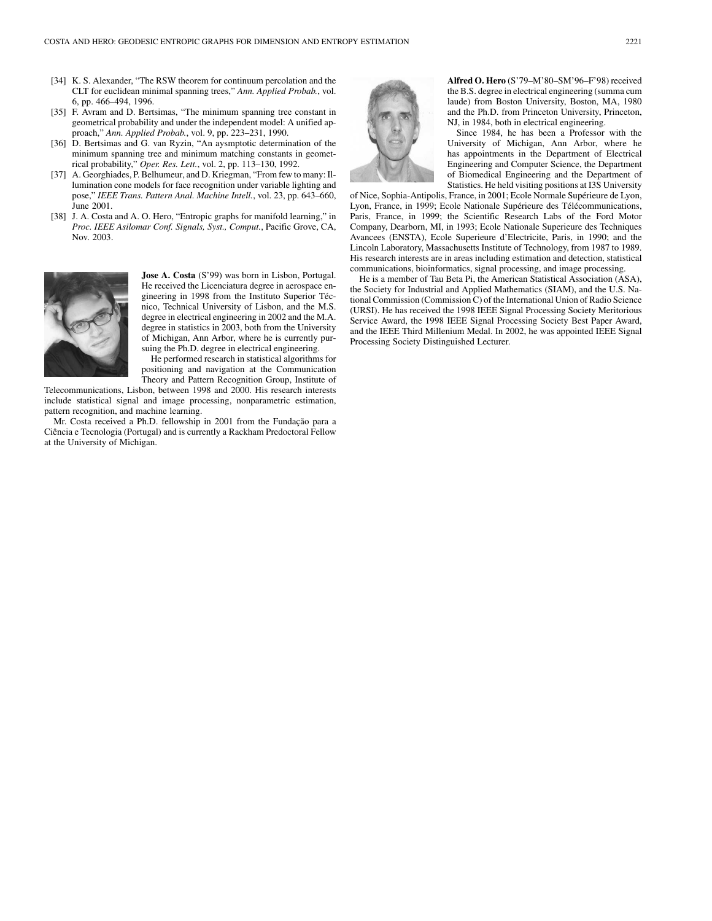[34] K. S. Alexander, "The RSW theorem for continuum percolation and the CLT for euclidean minimal spanning trees," *Ann. Applied Probab.*, vol. 6, pp. 466–494, 1996.

[35] F. Avram and D. Bertsimas, "The minimum spanning tree constant in geometrical probability and under the independent model: A unified approach," *Ann. Applied Probab.*, vol. 9, pp. 223–231, 1990.

[36] D. Bertsimas and G. van Ryzin, "An aysmptotic determination of the minimum spanning tree and minimum matching constants in geometrical probability," *Oper. Res. Lett.*, vol. 2, pp. 113–130, 1992.

[37] A. Georghiades, P. Belhumeur, and D. Kriegman, "From few to many: Illumination cone models for face recognition under variable lighting and pose," *IEEE Trans. Pattern Anal. Machine Intell.*, vol. 23, pp. 643–660, June 2001.

[38] J. A. Costa and A. O. Hero, "Entropic graphs for manifold learning," in *Proc. IEEE Asilomar Conf. Signals, Syst., Comput.*, Pacific Grove, CA, Nov. 2003.

**Jose A. Costa** (S'99) was born in Lisbon, Portugal. He received the Licenciatura degree in aerospace engineering in 1998 from the Instituto Superior Técnico, Technical University of Lisbon, and the M.S. degree in electrical engineering in 2002 and the M.A. degree in statistics in 2003, both from the University of Michigan, Ann Arbor, where he is currently pursuing the Ph.D. degree in electrical engineering.

He performed research in statistical algorithms for positioning and navigation at the Communication Theory and Pattern Recognition Group, Institute of Telecommunications, Lisbon, between 1998 and 2000. His research interests include statistical signal and image processing, nonparametric estimation, pattern recognition, and machine learning.

Mr. Costa received a Ph.D. fellowship in 2001 from the Fundação para a Ciência e Tecnologia (Portugal) and is currently a Rackham Predoctoral Fellow at the University of Michigan.

**Alfred O. Hero** (S'79–M'80–SM'96–F'98) received the B.S. degree in electrical engineering (summa cum laude) from Boston University, Boston, MA, 1980 and the Ph.D. from Princeton University, Princeton, NJ, in 1984, both in electrical engineering.

Since 1984, he has been a Professor with the University of Michigan, Ann Arbor, where he has appointments in the Department of Electrical Engineering and Computer Science, the Department of Biomedical Engineering and the Department of Statistics. He held visiting positions at I3S University of Nice, Sophia-Antipolis, France, in 2001; Ecole Normale Supérieure de Lyon, Lyon, France, in 1999; Ecole Nationale Supérieure des Télécommunications, Paris, France, in 1999; the Scientific Research Labs of the Ford Motor Company, Dearborn, MI, in 1993; Ecole Nationale Superieure des Techniques Avancees (ENSTA), Ecole Superieure d'Electricite, Paris, in 1990; and the Lincoln Laboratory, Massachusetts Institute of Technology, from 1987 to 1989. His research interests are in areas including estimation and detection, statistical communications, bioinformatics, signal processing, and image processing.

He is a member of Tau Beta Pi, the American Statistical Association (ASA), the Society for Industrial and Applied Mathematics (SIAM), and the U.S. National Commission (Commission C) of the International Union of Radio Science (URSI). He has received the 1998 IEEE Signal Processing Society Meritorious Service Award, the 1998 IEEE Signal Processing Society Best Paper Award, and the IEEE Third Millenium Medal. In 2002, he was appointed IEEE Signal Processing Society Distinguished Lecturer.